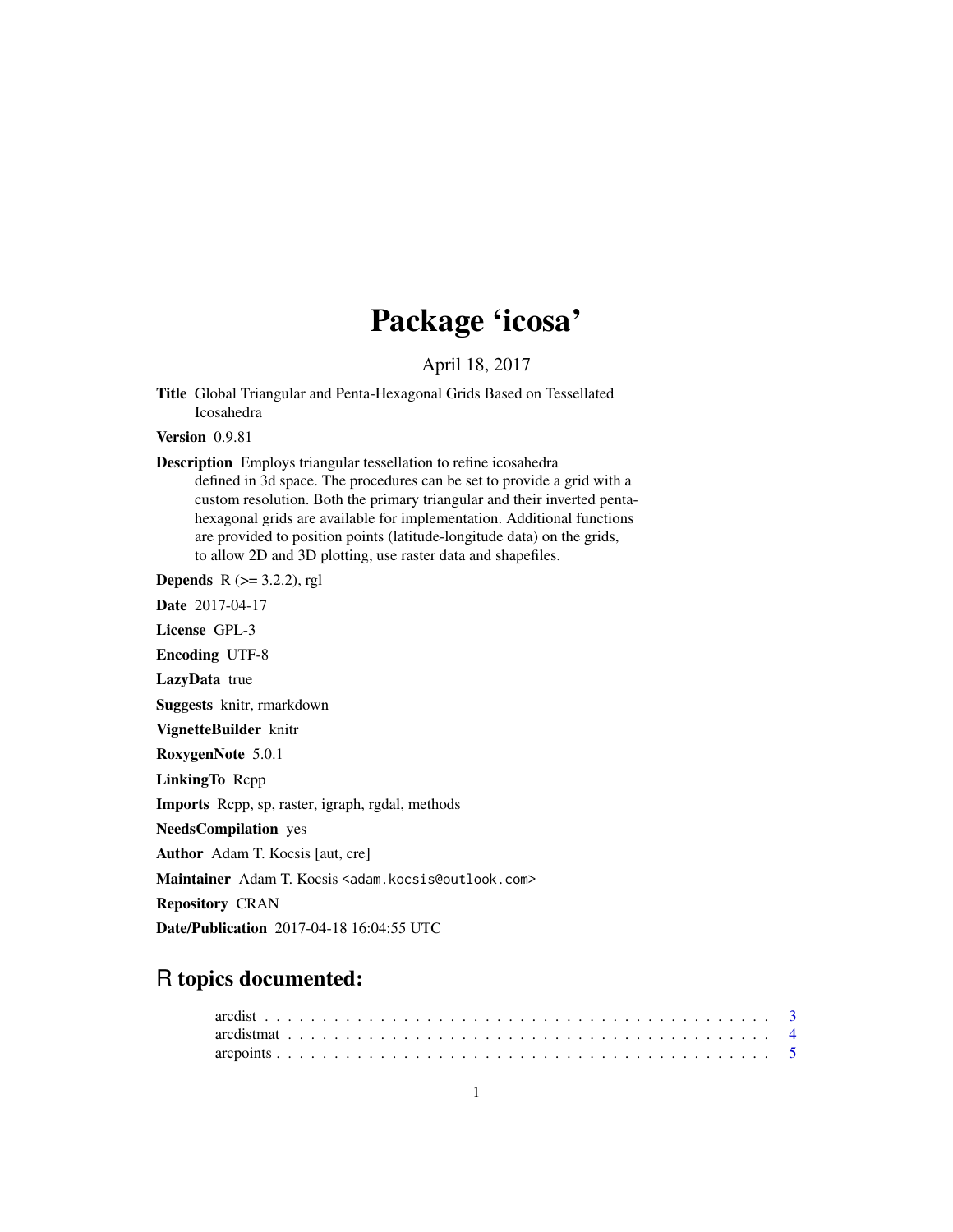# Package 'icosa'

April 18, 2017

**Title** Global Triangular and Penta-Hexagonal Grids Based on Tessellated Icosahedra

**Version** 0.9.81

**Description** Employs triangular tessellation to refine icosahedra defined in 3d space. The procedures can be set to provide a grid with a custom resolution. Both the primary triangular and their inverted penta-hexagonal grids are available for implementation. Additional functions are provided to position points (latitude-longitude data) on the grids, to allow 2D and 3D plotting, use raster data and shapefiles.

**Depends** R (>= 3.2.2), rgl

**Date** 2017-04-17

**License** GPL-3

**Encoding** UTF-8

**LazyData** true

**Suggests** knitr, rmarkdown

**VignetteBuilder** knitr

**RoxygenNote** 5.0.1

**LinkingTo** Rcpp

**Imports** Rcpp, sp, raster, igraph, rgdal, methods

**NeedsCompilation** yes

**Author** Adam T. Kocsis [aut, cre]

**Maintainer** Adam T. Kocsis <adam.kocsis@outlook.com>

**Repository** CRAN

**Date/Publication** 2017-04-18 16:04:55 UTC

## R topics documented:

arcdist . . . . . . . . . . . . . . . . . . . . . . . . . . . . . . . . . . . . . . . . . . 3
arcdistmat . . . . . . . . . . . . . . . . . . . . . . . . . . . . . . . . . . . . . . . . 4
arcpoints . . . . . . . . . . . . . . . . . . . . . . . . . . . . . . . . . . . . . . . . . 5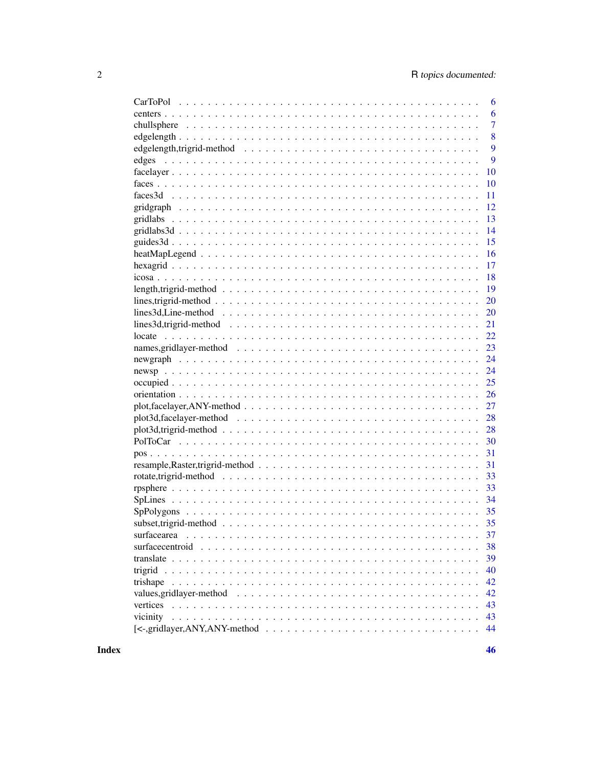| | |
|---|---|
| CarToPol | 6 |
| centers | 6 |
| chullsphere | 7 |
| edgelength | 8 |
| edgelength,trigrid-method | 9 |
| edges | 9 |
| facelayer | 10 |
| faces | 10 |
| faces3d | 11 |
| gridgraph | 12 |
| gridlabs | 13 |
| gridlabs3d | 14 |
| guides3d | 15 |
| heatMapLegend | 16 |
| hexagrid | 17 |
| icosa | 18 |
| length,trigrid-method | 19 |
| lines,trigrid-method | 20 |
| lines3d,Line-method | 20 |
| lines3d,trigrid-method | 21 |
| locate | 22 |
| names,gridlayer-method | 23 |
| newgraph | 24 |
| newsp | 24 |
| occupied | 25 |
| orientation | 26 |
| plot,facelayer,ANY-method | 27 |
| plot3d,facelayer-method | 28 |
| plot3d,trigrid-method | 28 |
| PolToCar | 30 |
| pos | 31 |
| resample,Raster,trigrid-method | 31 |
| rotate,trigrid-method | 33 |
| rpsphere | 33 |
| SpLines | 34 |
| SpPolygons | 35 |
| subset,trigrid-method | 35 |
| surfacearea | 37 |
| surfacecentroid | 38 |
| translate | 39 |
| trigrid | 40 |
| trishape | 42 |
| values,gridlayer-method | 42 |
| vertices | 43 |
| vicinity | 43 |
| [<-,gridlayer,ANY,ANY-method | 44 |

**Index** **46**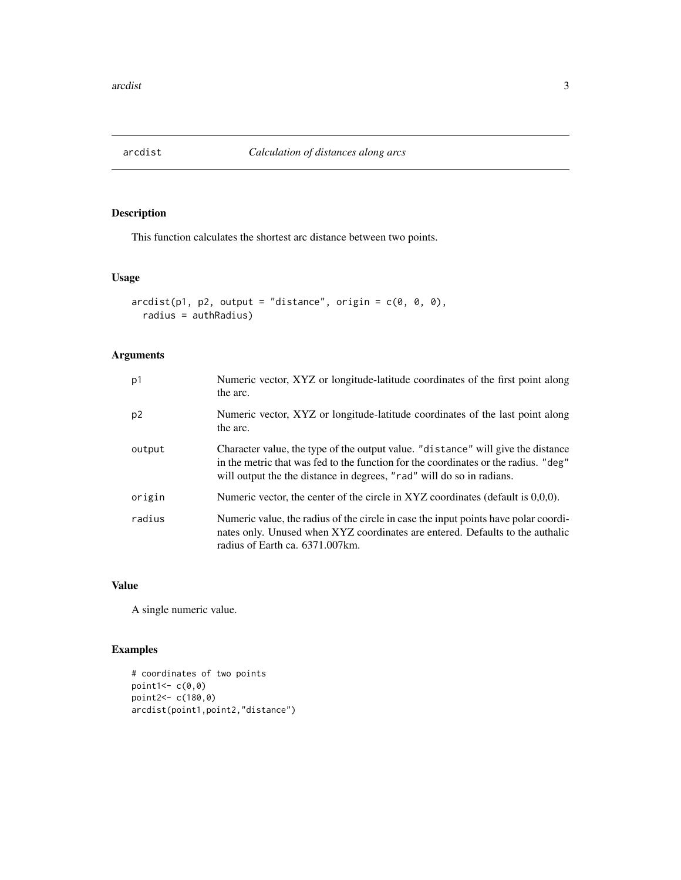# arcdist — *Calculation of distances along arcs*

## Description

This function calculates the shortest arc distance between two points.

## Usage

```
arcdist(p1, p2, output = "distance", origin = c(0, 0, 0),
  radius = authRadius)
```

## Arguments

| | |
|---|---|
| p1 | Numeric vector, XYZ or longitude-latitude coordinates of the first point along the arc. |
| p2 | Numeric vector, XYZ or longitude-latitude coordinates of the last point along the arc. |
| output | Character value, the type of the output value. "distance" will give the distance in the metric that was fed to the function for the coordinates or the radius. "deg" will output the the distance in degrees, "rad" will do so in radians. |
| origin | Numeric vector, the center of the circle in XYZ coordinates (default is 0,0,0). |
| radius | Numeric value, the radius of the circle in case the input points have polar coordinates only. Unused when XYZ coordinates are entered. Defaults to the authalic radius of Earth ca. 6371.007km. |

## Value

A single numeric value.

## Examples

```
# coordinates of two points
point1<- c(0,0)
point2<- c(180,0)
arcdist(point1,point2,"distance")
```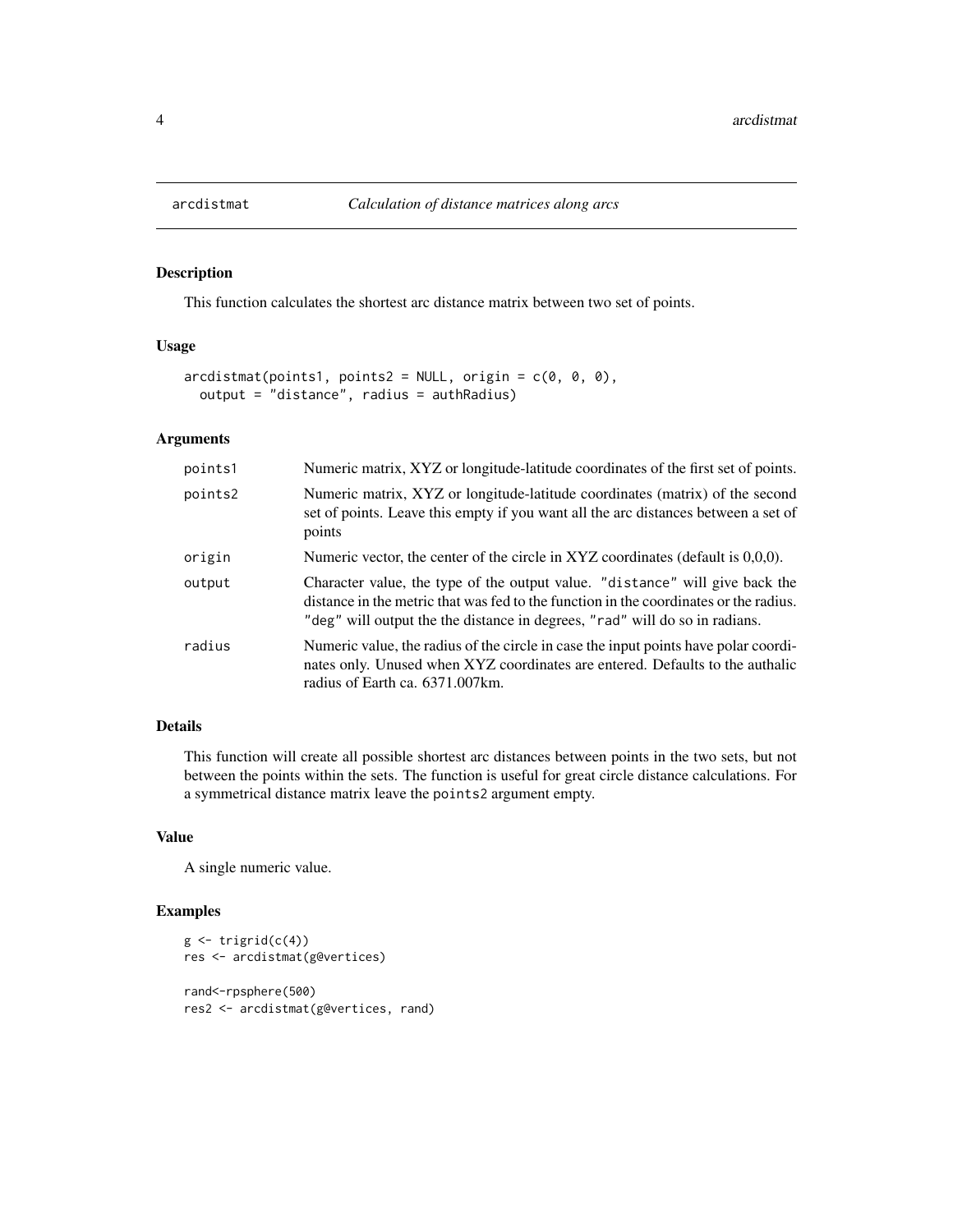## arcdistmat — *Calculation of distance matrices along arcs*

### Description

This function calculates the shortest arc distance matrix between two set of points.

### Usage

```
arcdistmat(points1, points2 = NULL, origin = c(0, 0, 0),
  output = "distance", radius = authRadius)
```

### Arguments

| | |
|---|---|
| points1 | Numeric matrix, XYZ or longitude-latitude coordinates of the first set of points. |
| points2 | Numeric matrix, XYZ or longitude-latitude coordinates (matrix) of the second set of points. Leave this empty if you want all the arc distances between a set of points |
| origin | Numeric vector, the center of the circle in XYZ coordinates (default is 0,0,0). |
| output | Character value, the type of the output value. "distance" will give back the distance in the metric that was fed to the function in the coordinates or the radius. "deg" will output the the distance in degrees, "rad" will do so in radians. |
| radius | Numeric value, the radius of the circle in case the input points have polar coordinates only. Unused when XYZ coordinates are entered. Defaults to the authalic radius of Earth ca. 6371.007km. |

### Details

This function will create all possible shortest arc distances between points in the two sets, but not between the points within the sets. The function is useful for great circle distance calculations. For a symmetrical distance matrix leave the points2 argument empty.

### Value

A single numeric value.

### Examples

```
g <- trigrid(c(4))
res <- arcdistmat(g@vertices)

rand<-rpsphere(500)
res2 <- arcdistmat(g@vertices, rand)
```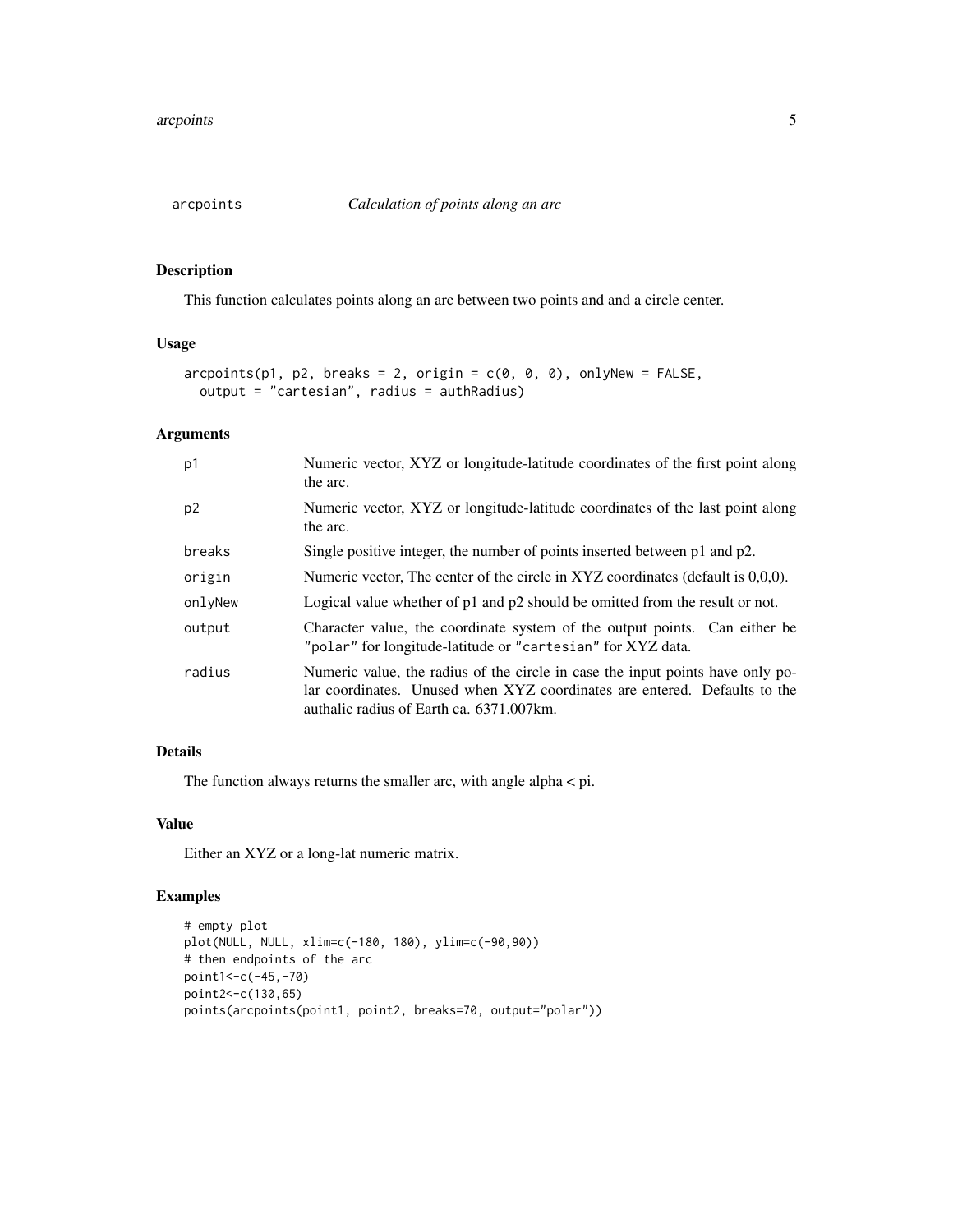# arcpoints — *Calculation of points along an arc*

## Description

This function calculates points along an arc between two points and and a circle center.

## Usage

```
arcpoints(p1, p2, breaks = 2, origin = c(0, 0, 0), onlyNew = FALSE,
  output = "cartesian", radius = authRadius)
```

## Arguments

| | |
|---|---|
| p1 | Numeric vector, XYZ or longitude-latitude coordinates of the first point along the arc. |
| p2 | Numeric vector, XYZ or longitude-latitude coordinates of the last point along the arc. |
| breaks | Single positive integer, the number of points inserted between p1 and p2. |
| origin | Numeric vector, The center of the circle in XYZ coordinates (default is 0,0,0). |
| onlyNew | Logical value whether of p1 and p2 should be omitted from the result or not. |
| output | Character value, the coordinate system of the output points. Can either be "polar" for longitude-latitude or "cartesian" for XYZ data. |
| radius | Numeric value, the radius of the circle in case the input points have only polar coordinates. Unused when XYZ coordinates are entered. Defaults to the authalic radius of Earth ca. 6371.007km. |

## Details

The function always returns the smaller arc, with angle alpha < pi.

## Value

Either an XYZ or a long-lat numeric matrix.

## Examples

```
# empty plot
plot(NULL, NULL, xlim=c(-180, 180), ylim=c(-90,90))
# then endpoints of the arc
point1<-c(-45,-70)
point2<-c(130,65)
points(arcpoints(point1, point2, breaks=70, output="polar"))
```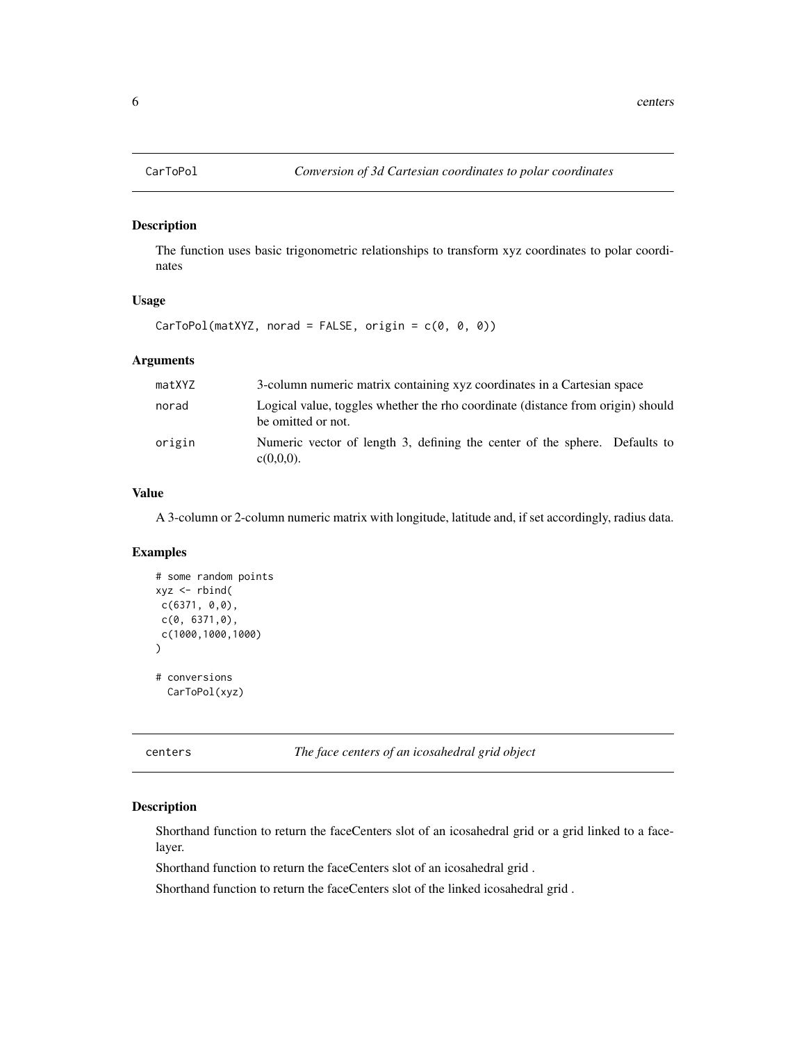## CarToPol *Conversion of 3d Cartesian coordinates to polar coordinates*

### Description

The function uses basic trigonometric relationships to transform xyz coordinates to polar coordinates

### Usage

```
CarToPol(matXYZ, norad = FALSE, origin = c(0, 0, 0))
```

### Arguments

| | |
|---|---|
| matXYZ | 3-column numeric matrix containing xyz coordinates in a Cartesian space |
| norad | Logical value, toggles whether the rho coordinate (distance from origin) should be omitted or not. |
| origin | Numeric vector of length 3, defining the center of the sphere. Defaults to c(0,0,0). |

### Value

A 3-column or 2-column numeric matrix with longitude, latitude and, if set accordingly, radius data.

### Examples

```
# some random points
xyz <- rbind(
 c(6371, 0,0),
 c(0, 6371,0),
 c(1000,1000,1000)
)

# conversions
  CarToPol(xyz)
```

## centers *The face centers of an icosahedral grid object*

### Description

Shorthand function to return the faceCenters slot of an icosahedral grid or a grid linked to a facelayer.

Shorthand function to return the faceCenters slot of an icosahedral grid .

Shorthand function to return the faceCenters slot of the linked icosahedral grid .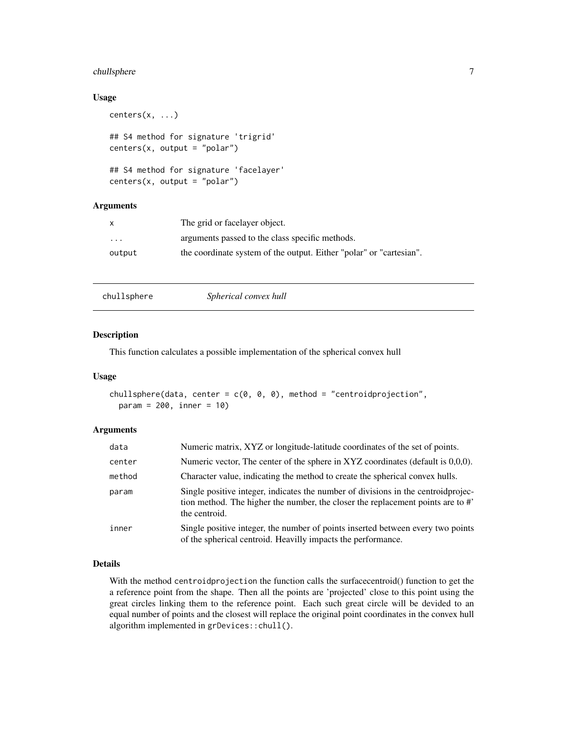### Usage

```
centers(x, ...)

## S4 method for signature 'trigrid'
centers(x, output = "polar")

## S4 method for signature 'facelayer'
centers(x, output = "polar")
```

### Arguments

| | |
|---|---|
| x | The grid or facelayer object. |
| ... | arguments passed to the class specific methods. |
| output | the coordinate system of the output. Either "polar" or "cartesian". |

---

## chullsphere — *Spherical convex hull*

### Description

This function calculates a possible implementation of the spherical convex hull

### Usage

```
chullsphere(data, center = c(0, 0, 0), method = "centroidprojection",
  param = 200, inner = 10)
```

### Arguments

| | |
|---|---|
| data | Numeric matrix, XYZ or longitude-latitude coordinates of the set of points. |
| center | Numeric vector, The center of the sphere in XYZ coordinates (default is 0,0,0). |
| method | Character value, indicating the method to create the spherical convex hulls. |
| param | Single positive integer, indicates the number of divisions in the centroidprojection method. The higher the number, the closer the replacement points are to #' the centroid. |
| inner | Single positive integer, the number of points inserted between every two points of the spherical centroid. Heavilly impacts the performance. |

### Details

With the method `centroidprojection` the function calls the surfacecentroid() function to get the a reference point from the shape. Then all the points are 'projected' close to this point using the great circles linking them to the reference point. Each such great circle will be devided to an equal number of points and the closest will replace the original point coordinates in the convex hull algorithm implemented in `grDevices::chull()`.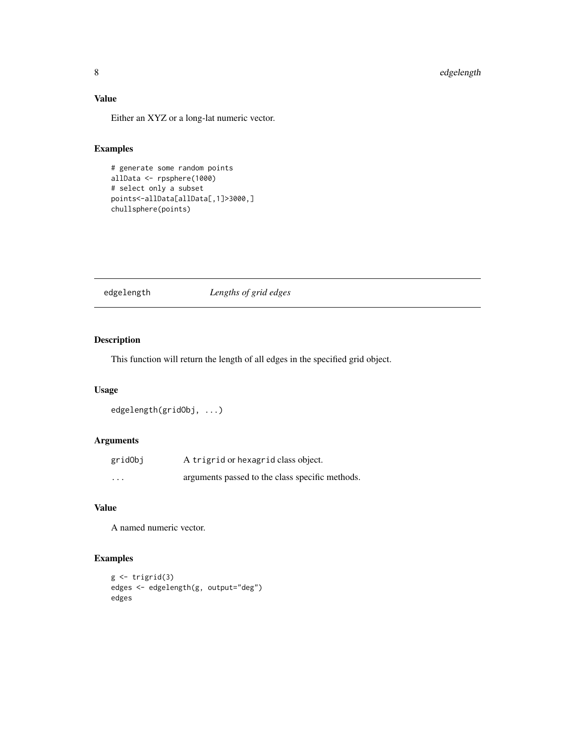### Value

Either an XYZ or a long-lat numeric vector.

### Examples

```
# generate some random points
allData <- rpsphere(1000)
# select only a subset
points<-allData[allData[,1]>3000,]
chullsphere(points)
```

---

## edgelength *Lengths of grid edges*

---

### Description

This function will return the length of all edges in the specified grid object.

### Usage

```
edgelength(gridObj, ...)
```

### Arguments

| | |
|---|---|
| gridObj | A trigrid or hexagrid class object. |
| ... | arguments passed to the class specific methods. |

### Value

A named numeric vector.

### Examples

```
g <- trigrid(3)
edges <- edgelength(g, output="deg")
edges
```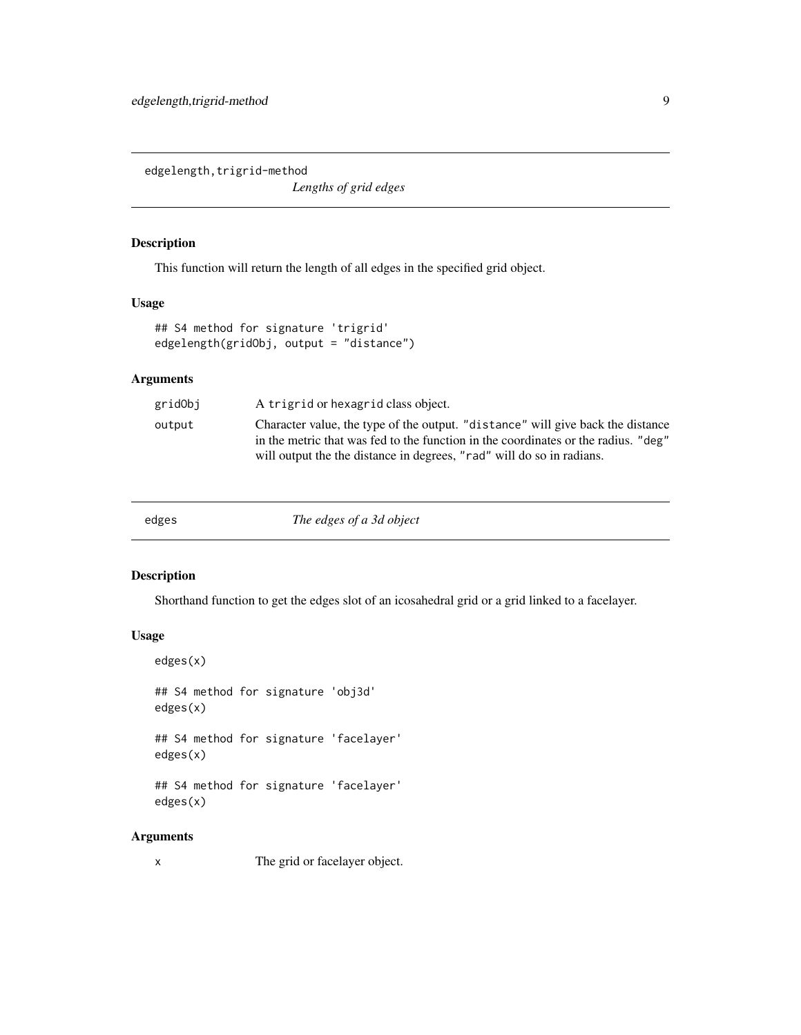## edgelength,trigrid-method

*Lengths of grid edges*

### Description

This function will return the length of all edges in the specified grid object.

### Usage

```
## S4 method for signature 'trigrid'
edgelength(gridObj, output = "distance")
```

### Arguments

| | |
|---|---|
| gridObj | A trigrid or hexagrid class object. |
| output | Character value, the type of the output. "distance" will give back the distance in the metric that was fed to the function in the coordinates or the radius. "deg" will output the the distance in degrees, "rad" will do so in radians. |

## edges

*The edges of a 3d object*

### Description

Shorthand function to get the edges slot of an icosahedral grid or a grid linked to a facelayer.

### Usage

```
edges(x)

## S4 method for signature 'obj3d'
edges(x)

## S4 method for signature 'facelayer'
edges(x)

## S4 method for signature 'facelayer'
edges(x)
```

### Arguments

| | |
|---|---|
| x | The grid or facelayer object. |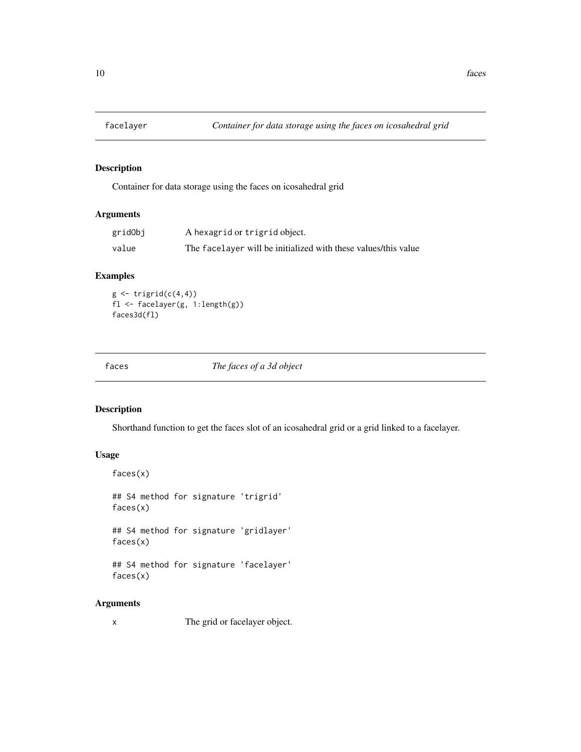## facelayer — *Container for data storage using the faces on icosahedral grid*

### Description

Container for data storage using the faces on icosahedral grid

### Arguments

| | |
|---|---|
| gridObj | A hexagrid or trigrid object. |
| value | The facelayer will be initialized with these values/this value |

### Examples

```
g <- trigrid(c(4,4))
fl <- facelayer(g, 1:length(g))
faces3d(fl)
```

## faces — *The faces of a 3d object*

### Description

Shorthand function to get the faces slot of an icosahedral grid or a grid linked to a facelayer.

### Usage

```
faces(x)

## S4 method for signature 'trigrid'
faces(x)

## S4 method for signature 'gridlayer'
faces(x)

## S4 method for signature 'facelayer'
faces(x)
```

### Arguments

| | |
|---|---|
| x | The grid or facelayer object. |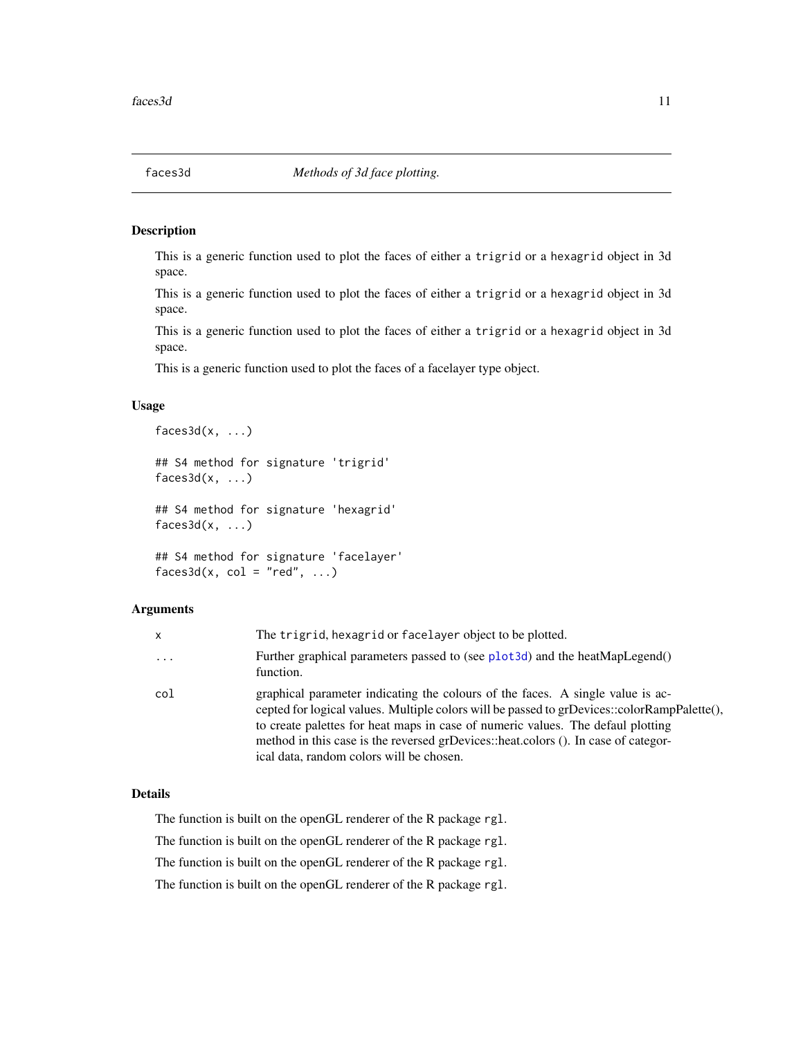# faces3d — *Methods of 3d face plotting.*

## Description

This is a generic function used to plot the faces of either a trigrid or a hexagrid object in 3d space.

This is a generic function used to plot the faces of either a trigrid or a hexagrid object in 3d space.

This is a generic function used to plot the faces of either a trigrid or a hexagrid object in 3d space.

This is a generic function used to plot the faces of a facelayer type object.

## Usage

```
faces3d(x, ...)

## S4 method for signature 'trigrid'
faces3d(x, ...)

## S4 method for signature 'hexagrid'
faces3d(x, ...)

## S4 method for signature 'facelayer'
faces3d(x, col = "red", ...)
```

## Arguments

| | |
|---|---|
| x | The trigrid, hexagrid or facelayer object to be plotted. |
| ... | Further graphical parameters passed to (see plot3d) and the heatMapLegend() function. |
| col | graphical parameter indicating the colours of the faces. A single value is accepted for logical values. Multiple colors will be passed to grDevices::colorRampPalette(), to create palettes for heat maps in case of numeric values. The defaul plotting method in this case is the reversed grDevices::heat.colors (). In case of categorical data, random colors will be chosen. |

## Details

The function is built on the openGL renderer of the R package rgl.

The function is built on the openGL renderer of the R package rgl.

The function is built on the openGL renderer of the R package rgl.

The function is built on the openGL renderer of the R package rgl.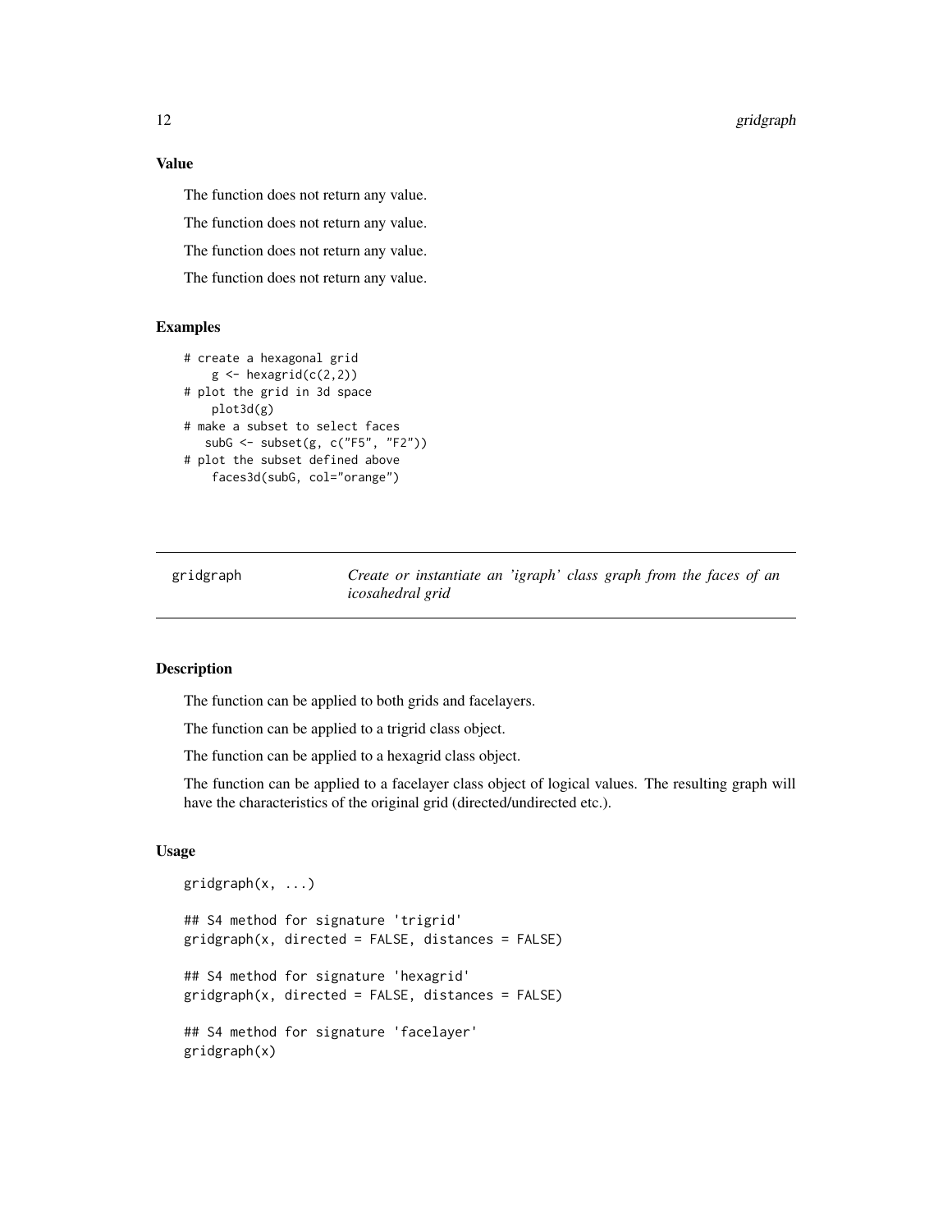### Value

The function does not return any value.

The function does not return any value.

The function does not return any value.

The function does not return any value.

### Examples

```
# create a hexagonal grid
    g <- hexagrid(c(2,2))
# plot the grid in 3d space
    plot3d(g)
# make a subset to select faces
   subG <- subset(g, c("F5", "F2"))
# plot the subset defined above
    faces3d(subG, col="orange")
```

---

## gridgraph — *Create or instantiate an 'igraph' class graph from the faces of an icosahedral grid*

---

### Description

The function can be applied to both grids and facelayers.

The function can be applied to a trigrid class object.

The function can be applied to a hexagrid class object.

The function can be applied to a facelayer class object of logical values. The resulting graph will have the characteristics of the original grid (directed/undirected etc.).

### Usage

```
gridgraph(x, ...)

## S4 method for signature 'trigrid'
gridgraph(x, directed = FALSE, distances = FALSE)

## S4 method for signature 'hexagrid'
gridgraph(x, directed = FALSE, distances = FALSE)

## S4 method for signature 'facelayer'
gridgraph(x)
```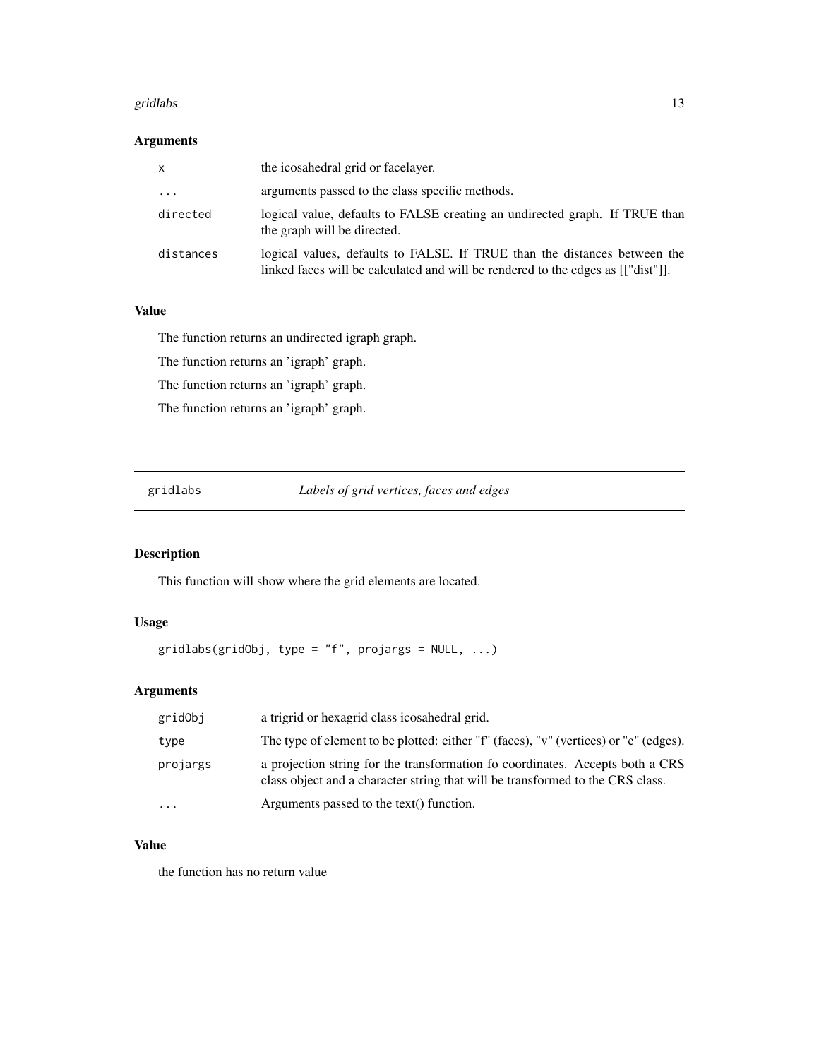### Arguments

| | |
|---|---|
| x | the icosahedral grid or facelayer. |
| ... | arguments passed to the class specific methods. |
| directed | logical value, defaults to FALSE creating an undirected graph. If TRUE than the graph will be directed. |
| distances | logical values, defaults to FALSE. If TRUE than the distances between the linked faces will be calculated and will be rendered to the edges as [["dist"]]. |

### Value

The function returns an undirected igraph graph.

The function returns an 'igraph' graph.

The function returns an 'igraph' graph.

The function returns an 'igraph' graph.

---

## gridlabs — *Labels of grid vertices, faces and edges*

### Description

This function will show where the grid elements are located.

### Usage

```
gridlabs(gridObj, type = "f", projargs = NULL, ...)
```

### Arguments

| | |
|---|---|
| gridObj | a trigrid or hexagrid class icosahedral grid. |
| type | The type of element to be plotted: either "f" (faces), "v" (vertices) or "e" (edges). |
| projargs | a projection string for the transformation fo coordinates. Accepts both a CRS class object and a character string that will be transformed to the CRS class. |
| ... | Arguments passed to the text() function. |

### Value

the function has no return value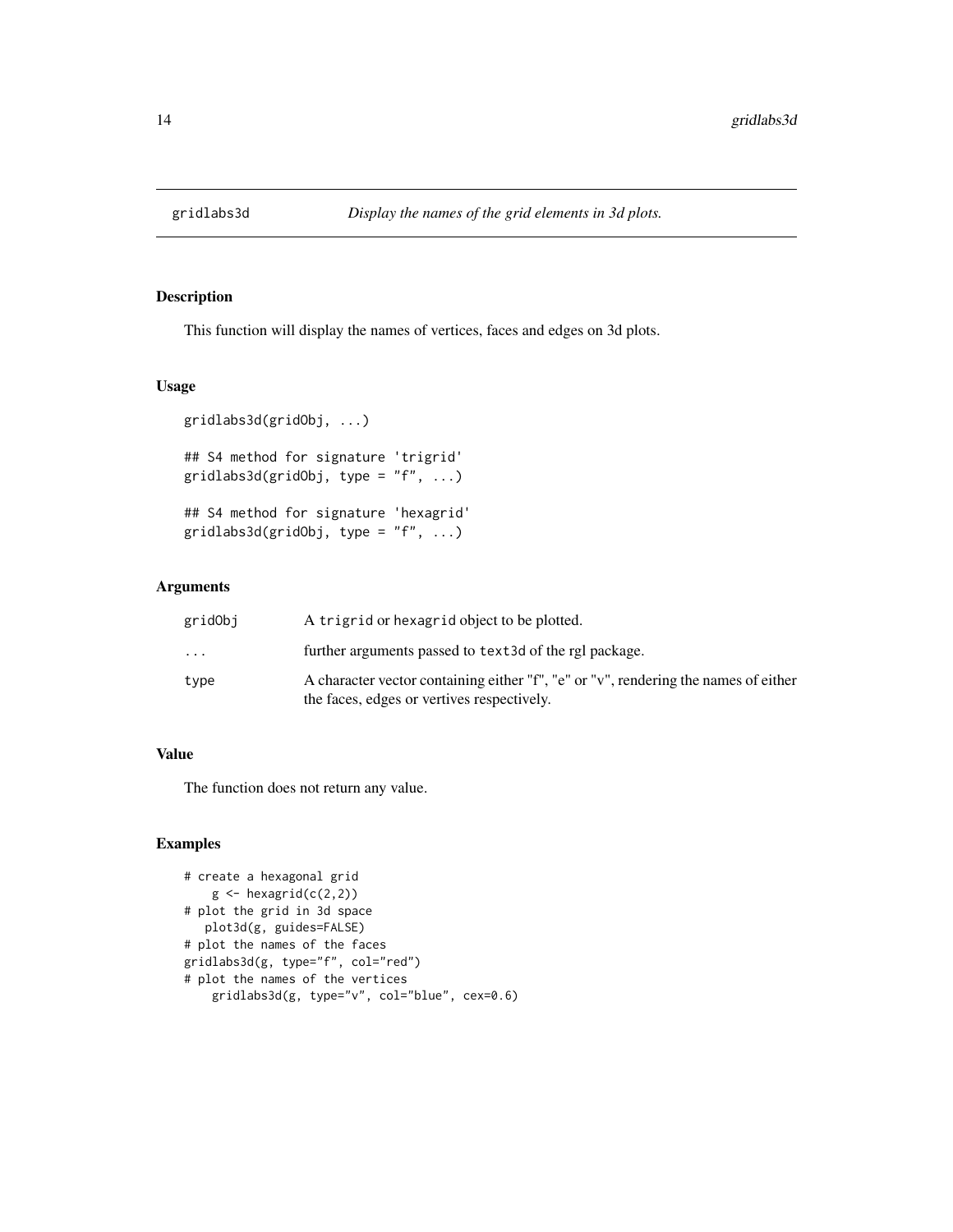# gridlabs3d — *Display the names of the grid elements in 3d plots.*

## Description

This function will display the names of vertices, faces and edges on 3d plots.

## Usage

```
gridlabs3d(gridObj, ...)

## S4 method for signature 'trigrid'
gridlabs3d(gridObj, type = "f", ...)

## S4 method for signature 'hexagrid'
gridlabs3d(gridObj, type = "f", ...)
```

## Arguments

| | |
|---|---|
| `gridObj` | A `trigrid` or `hexagrid` object to be plotted. |
| `...` | further arguments passed to `text3d` of the rgl package. |
| `type` | A character vector containing either "f", "e" or "v", rendering the names of either the faces, edges or vertives respectively. |

## Value

The function does not return any value.

## Examples

```
# create a hexagonal grid
    g <- hexagrid(c(2,2))
# plot the grid in 3d space
   plot3d(g, guides=FALSE)
# plot the names of the faces
gridlabs3d(g, type="f", col="red")
# plot the names of the vertices
    gridlabs3d(g, type="v", col="blue", cex=0.6)
```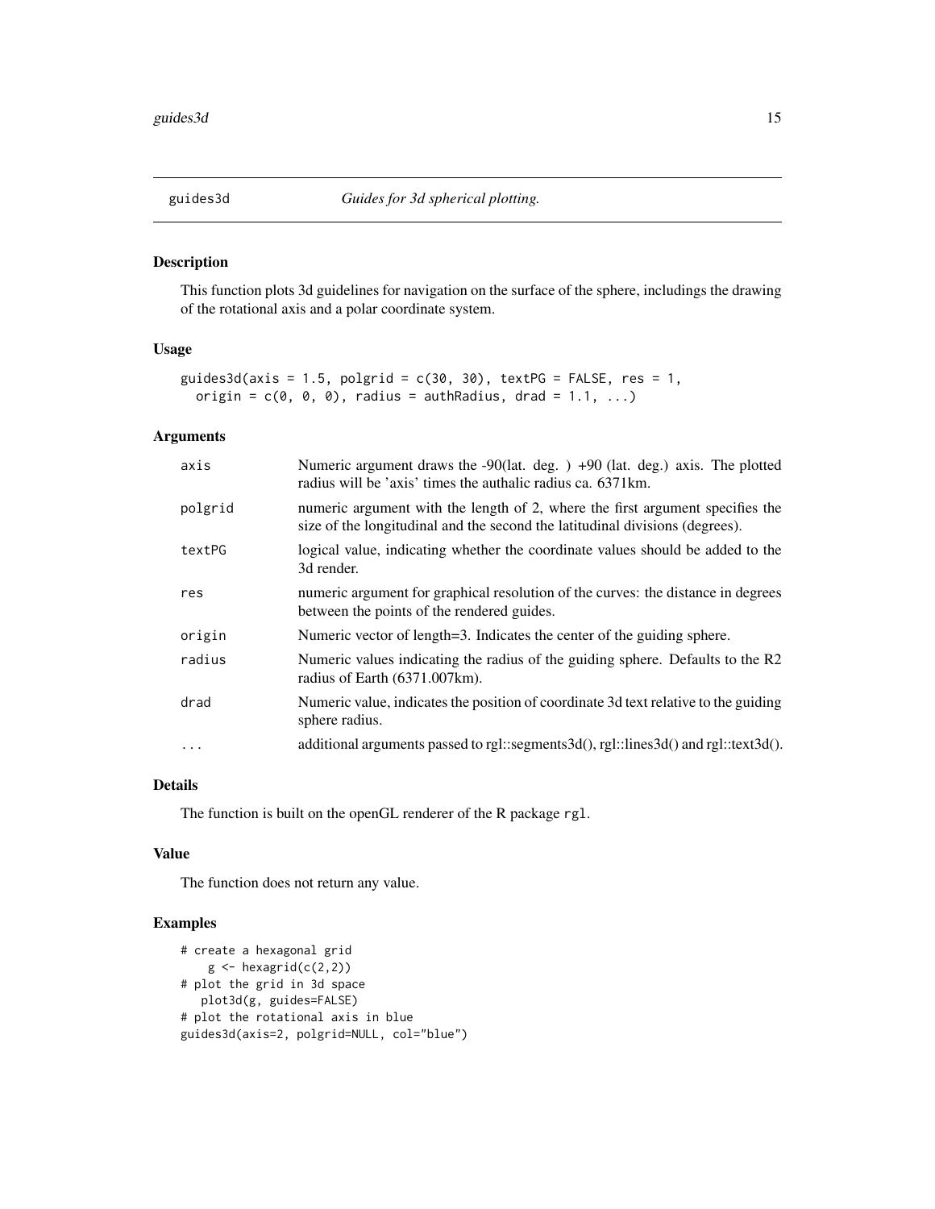# guides3d — *Guides for 3d spherical plotting.*

## Description

This function plots 3d guidelines for navigation on the surface of the sphere, includings the drawing of the rotational axis and a polar coordinate system.

## Usage

```
guides3d(axis = 1.5, polgrid = c(30, 30), textPG = FALSE, res = 1,
  origin = c(0, 0, 0), radius = authRadius, drad = 1.1, ...)
```

## Arguments

| | |
|---|---|
| axis | Numeric argument draws the -90(lat. deg. ) +90 (lat. deg.) axis. The plotted radius will be 'axis' times the authalic radius ca. 6371km. |
| polgrid | numeric argument with the length of 2, where the first argument specifies the size of the longitudinal and the second the latitudinal divisions (degrees). |
| textPG | logical value, indicating whether the coordinate values should be added to the 3d render. |
| res | numeric argument for graphical resolution of the curves: the distance in degrees between the points of the rendered guides. |
| origin | Numeric vector of length=3. Indicates the center of the guiding sphere. |
| radius | Numeric values indicating the radius of the guiding sphere. Defaults to the R2 radius of Earth (6371.007km). |
| drad | Numeric value, indicates the position of coordinate 3d text relative to the guiding sphere radius. |
| ... | additional arguments passed to rgl::segments3d(), rgl::lines3d() and rgl::text3d(). |

## Details

The function is built on the openGL renderer of the R package `rgl`.

## Value

The function does not return any value.

## Examples

```
# create a hexagonal grid
    g <- hexagrid(c(2,2))
# plot the grid in 3d space
   plot3d(g, guides=FALSE)
# plot the rotational axis in blue
guides3d(axis=2, polgrid=NULL, col="blue")
```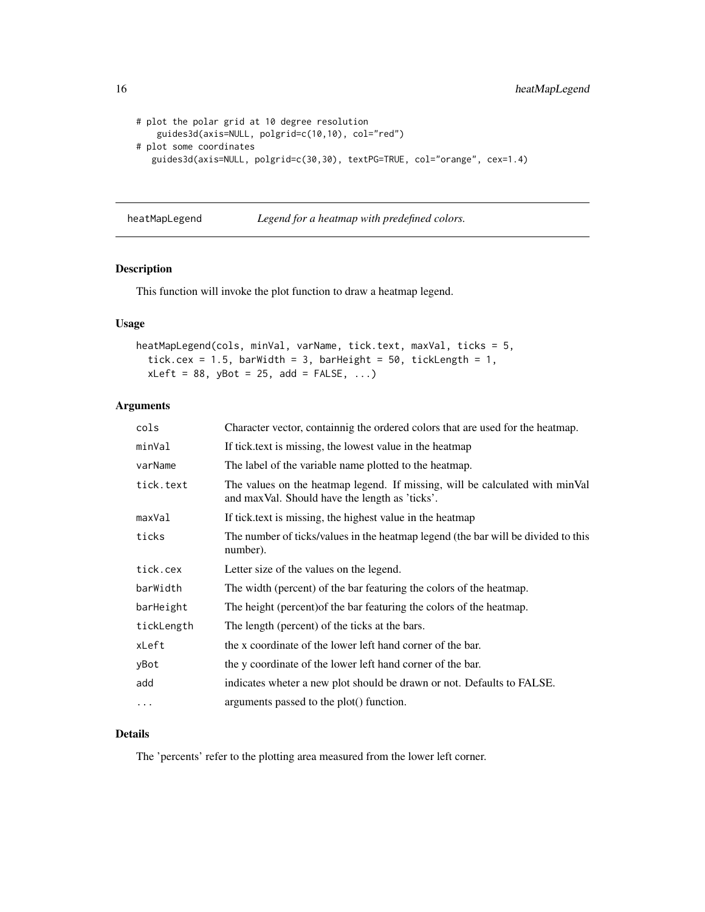```
# plot the polar grid at 10 degree resolution
    guides3d(axis=NULL, polgrid=c(10,10), col="red")
# plot some coordinates
   guides3d(axis=NULL, polgrid=c(30,30), textPG=TRUE, col="orange", cex=1.4)
```

---

## heatMapLegend — *Legend for a heatmap with predefined colors.*

---

### Description

This function will invoke the plot function to draw a heatmap legend.

### Usage

```
heatMapLegend(cols, minVal, varName, tick.text, maxVal, ticks = 5,
  tick.cex = 1.5, barWidth = 3, barHeight = 50, tickLength = 1,
  xLeft = 88, yBot = 25, add = FALSE, ...)
```

### Arguments

| | |
|---|---|
| `cols` | Character vector, containnig the ordered colors that are used for the heatmap. |
| `minVal` | If tick.text is missing, the lowest value in the heatmap |
| `varName` | The label of the variable name plotted to the heatmap. |
| `tick.text` | The values on the heatmap legend. If missing, will be calculated with minVal and maxVal. Should have the length as 'ticks'. |
| `maxVal` | If tick.text is missing, the highest value in the heatmap |
| `ticks` | The number of ticks/values in the heatmap legend (the bar will be divided to this number). |
| `tick.cex` | Letter size of the values on the legend. |
| `barWidth` | The width (percent) of the bar featuring the colors of the heatmap. |
| `barHeight` | The height (percent)of the bar featuring the colors of the heatmap. |
| `tickLength` | The length (percent) of the ticks at the bars. |
| `xLeft` | the x coordinate of the lower left hand corner of the bar. |
| `yBot` | the y coordinate of the lower left hand corner of the bar. |
| `add` | indicates wheter a new plot should be drawn or not. Defaults to FALSE. |
| `...` | arguments passed to the plot() function. |

### Details

The 'percents' refer to the plotting area measured from the lower left corner.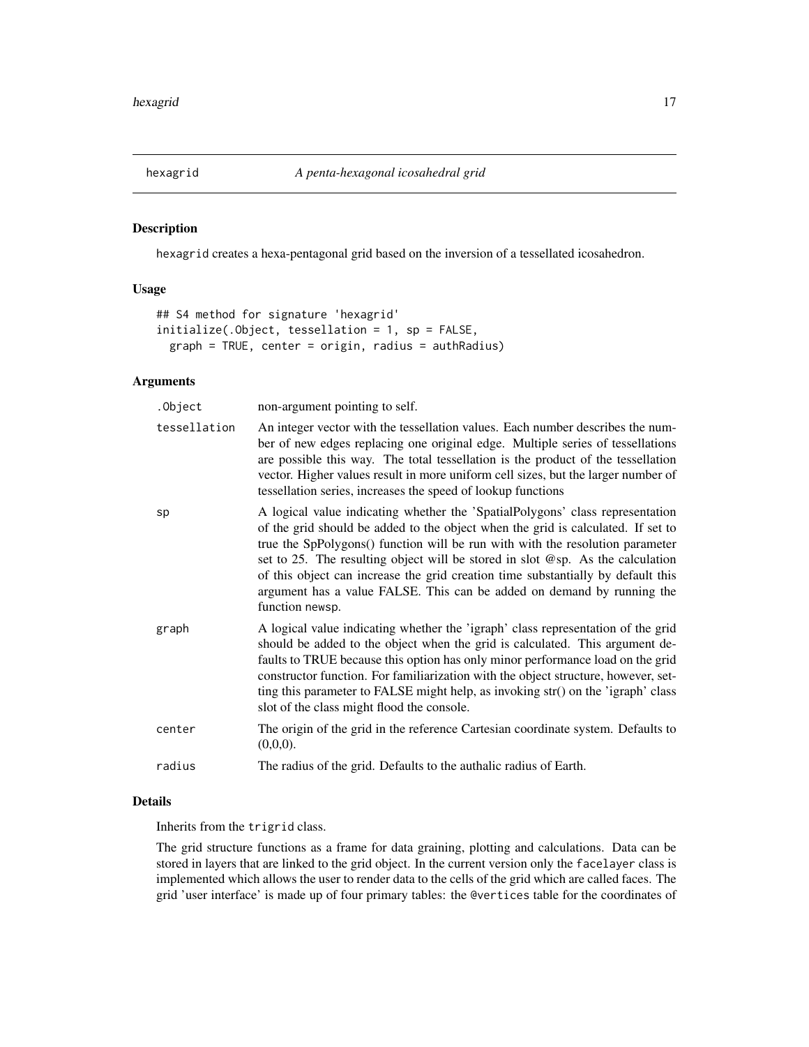## hexagrid — *A penta-hexagonal icosahedral grid*

### Description

hexagrid creates a hexa-pentagonal grid based on the inversion of a tessellated icosahedron.

### Usage

```
## S4 method for signature 'hexagrid'
initialize(.Object, tessellation = 1, sp = FALSE,
  graph = TRUE, center = origin, radius = authRadius)
```

### Arguments

| | |
|---|---|
| .Object | non-argument pointing to self. |
| tessellation | An integer vector with the tessellation values. Each number describes the number of new edges replacing one original edge. Multiple series of tessellations are possible this way. The total tessellation is the product of the tessellation vector. Higher values result in more uniform cell sizes, but the larger number of tessellation series, increases the speed of lookup functions |
| sp | A logical value indicating whether the 'SpatialPolygons' class representation of the grid should be added to the object when the grid is calculated. If set to true the SpPolygons() function will be run with with the resolution parameter set to 25. The resulting object will be stored in slot @sp. As the calculation of this object can increase the grid creation time substantially by default this argument has a value FALSE. This can be added on demand by running the function newsp. |
| graph | A logical value indicating whether the 'igraph' class representation of the grid should be added to the object when the grid is calculated. This argument defaults to TRUE because this option has only minor performance load on the grid constructor function. For familiarization with the object structure, however, setting this parameter to FALSE might help, as invoking str() on the 'igraph' class slot of the class might flood the console. |
| center | The origin of the grid in the reference Cartesian coordinate system. Defaults to (0,0,0). |
| radius | The radius of the grid. Defaults to the authalic radius of Earth. |

### Details

Inherits from the trigrid class.

The grid structure functions as a frame for data graining, plotting and calculations. Data can be stored in layers that are linked to the grid object. In the current version only the facelayer class is implemented which allows the user to render data to the cells of the grid which are called faces. The grid 'user interface' is made up of four primary tables: the @vertices table for the coordinates of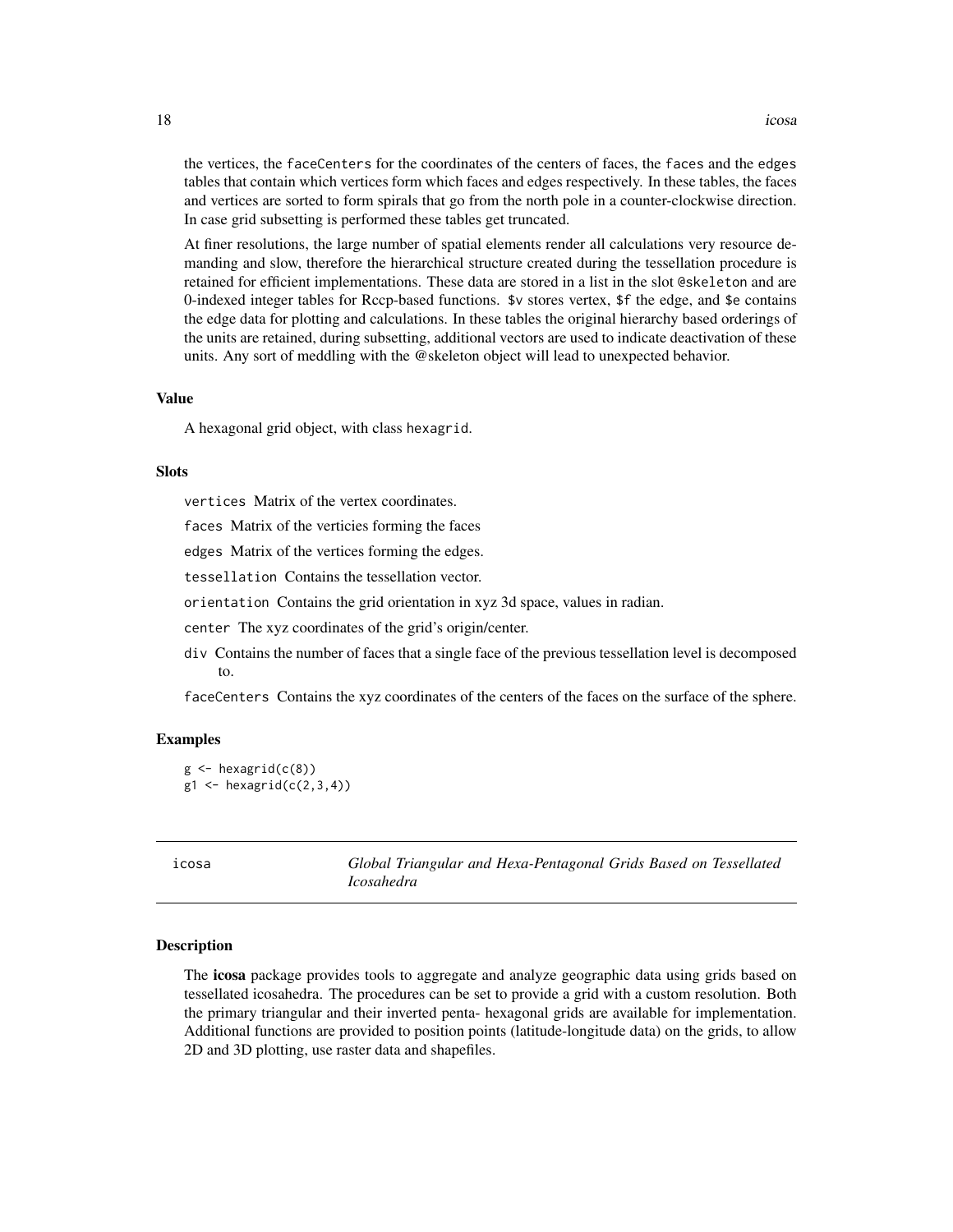the vertices, the `faceCenters` for the coordinates of the centers of faces, the `faces` and the `edges` tables that contain which vertices form which faces and edges respectively. In these tables, the faces and vertices are sorted to form spirals that go from the north pole in a counter-clockwise direction. In case grid subsetting is performed these tables get truncated.

At finer resolutions, the large number of spatial elements render all calculations very resource demanding and slow, therefore the hierarchical structure created during the tessellation procedure is retained for efficient implementations. These data are stored in a list in the slot `@skeleton` and are 0-indexed integer tables for Rccp-based functions. `$v` stores vertex, `$f` the edge, and `$e` contains the edge data for plotting and calculations. In these tables the original hierarchy based orderings of the units are retained, during subsetting, additional vectors are used to indicate deactivation of these units. Any sort of meddling with the @skeleton object will lead to unexpected behavior.

### Value

A hexagonal grid object, with class `hexagrid`.

### Slots

`vertices` Matrix of the vertex coordinates.

`faces` Matrix of the verticies forming the faces

`edges` Matrix of the vertices forming the edges.

`tessellation` Contains the tessellation vector.

`orientation` Contains the grid orientation in xyz 3d space, values in radian.

`center` The xyz coordinates of the grid's origin/center.

`div` Contains the number of faces that a single face of the previous tessellation level is decomposed to.

`faceCenters` Contains the xyz coordinates of the centers of the faces on the surface of the sphere.

### Examples

```
g <- hexagrid(c(8))
g1 <- hexagrid(c(2,3,4))
```

---

## icosa — *Global Triangular and Hexa-Pentagonal Grids Based on Tessellated Icosahedra*

### Description

The **icosa** package provides tools to aggregate and analyze geographic data using grids based on tessellated icosahedra. The procedures can be set to provide a grid with a custom resolution. Both the primary triangular and their inverted penta- hexagonal grids are available for implementation. Additional functions are provided to position points (latitude-longitude data) on the grids, to allow 2D and 3D plotting, use raster data and shapefiles.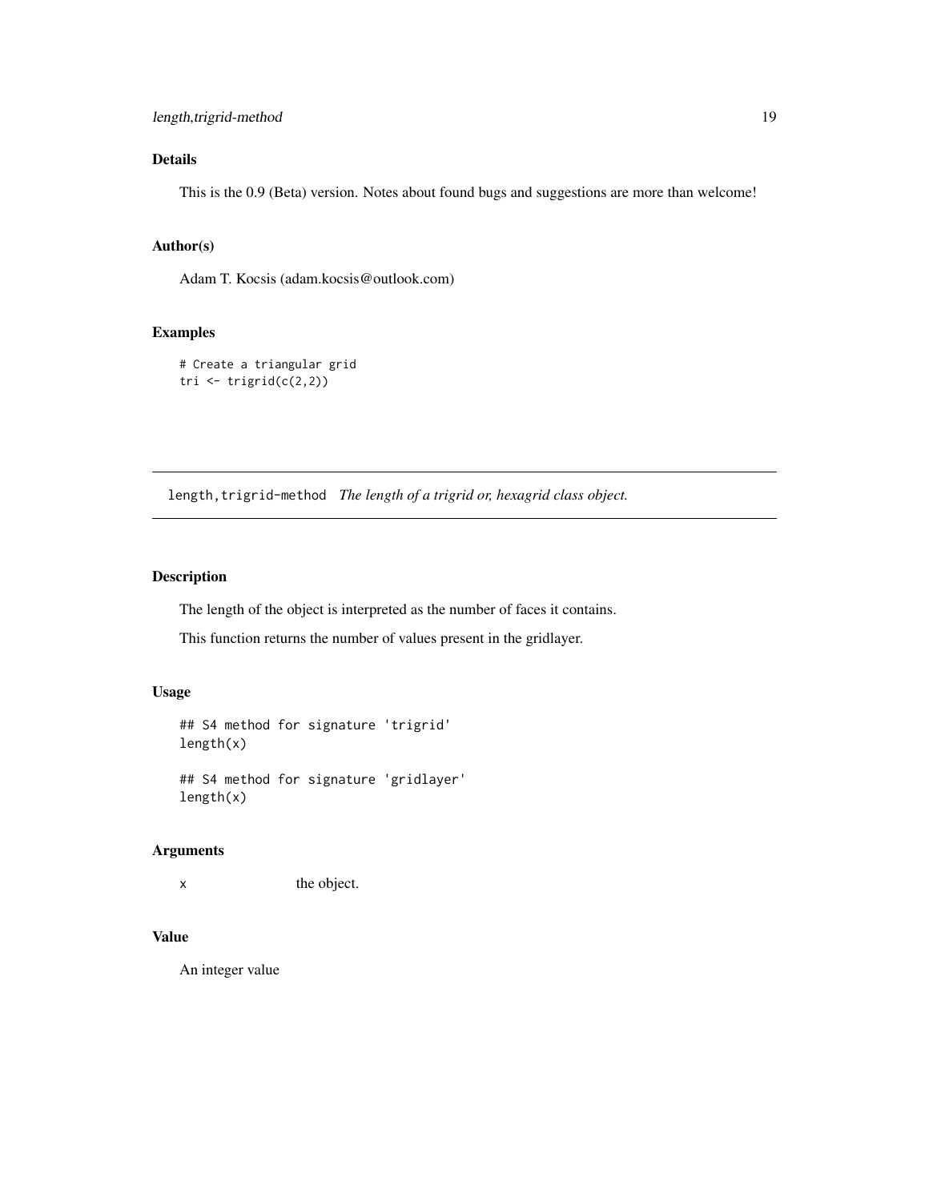## Details

This is the 0.9 (Beta) version. Notes about found bugs and suggestions are more than welcome!

## Author(s)

Adam T. Kocsis (adam.kocsis@outlook.com)

## Examples

```
# Create a triangular grid
tri <- trigrid(c(2,2))
```

---

# length,trigrid-method   *The length of a trigrid or, hexagrid class object.*

## Description

The length of the object is interpreted as the number of faces it contains.

This function returns the number of values present in the gridlayer.

## Usage

```
## S4 method for signature 'trigrid'
length(x)

## S4 method for signature 'gridlayer'
length(x)
```

## Arguments

| | |
|---|---|
| x | the object. |

## Value

An integer value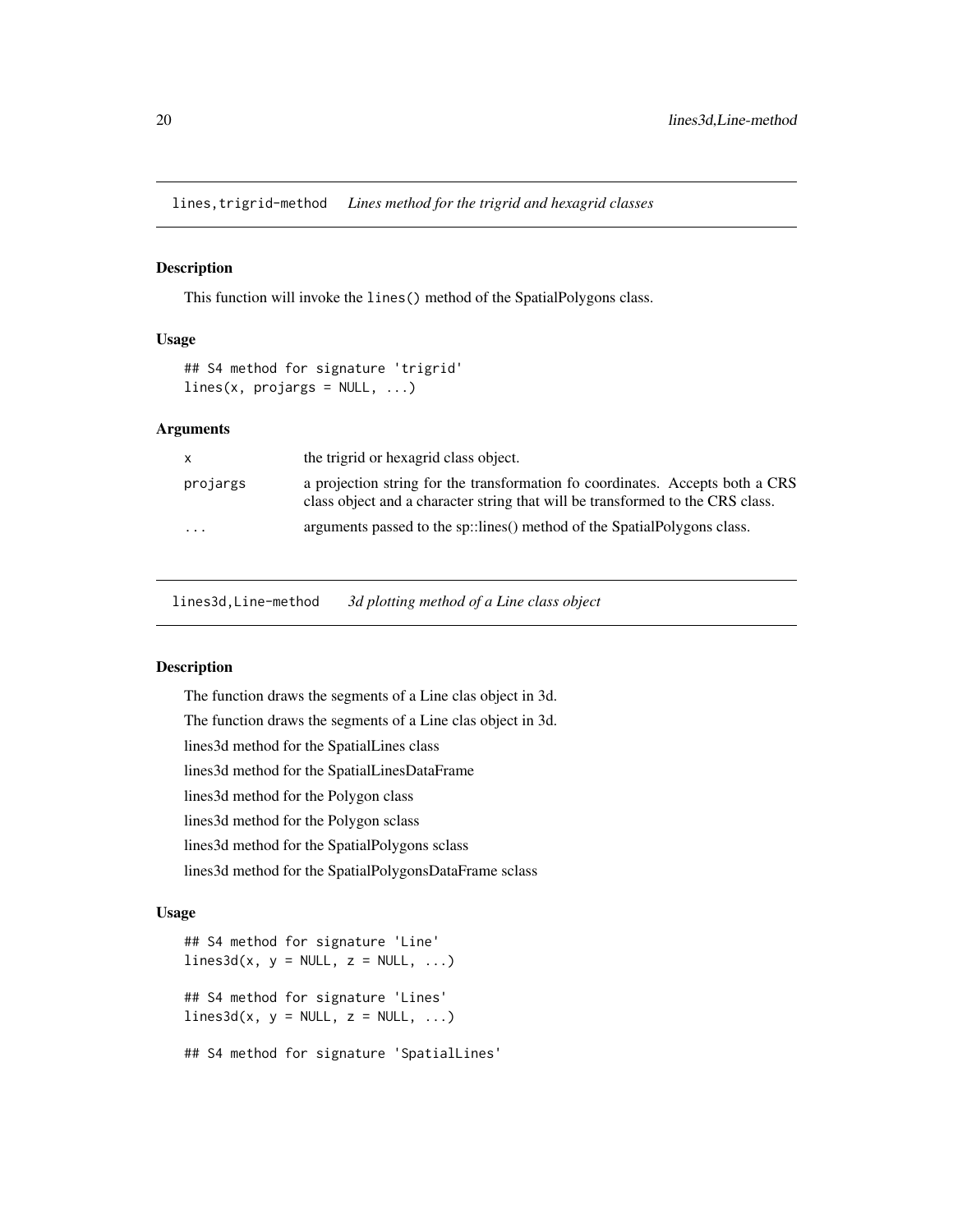## lines,trigrid-method *Lines method for the trigrid and hexagrid classes*

### Description

This function will invoke the `lines()` method of the SpatialPolygons class.

### Usage

```
## S4 method for signature 'trigrid'
lines(x, projargs = NULL, ...)
```

### Arguments

| | |
|---|---|
| `x` | the trigrid or hexagrid class object. |
| `projargs` | a projection string for the transformation fo coordinates. Accepts both a CRS class object and a character string that will be transformed to the CRS class. |
| `...` | arguments passed to the sp::lines() method of the SpatialPolygons class. |

## lines3d,Line-method *3d plotting method of a Line class object*

### Description

The function draws the segments of a Line clas object in 3d.

The function draws the segments of a Line clas object in 3d.

lines3d method for the SpatialLines class

lines3d method for the SpatialLinesDataFrame

lines3d method for the Polygon class

lines3d method for the Polygon sclass

lines3d method for the SpatialPolygons sclass

lines3d method for the SpatialPolygonsDataFrame sclass

### Usage

```
## S4 method for signature 'Line'
lines3d(x, y = NULL, z = NULL, ...)

## S4 method for signature 'Lines'
lines3d(x, y = NULL, z = NULL, ...)

## S4 method for signature 'SpatialLines'
```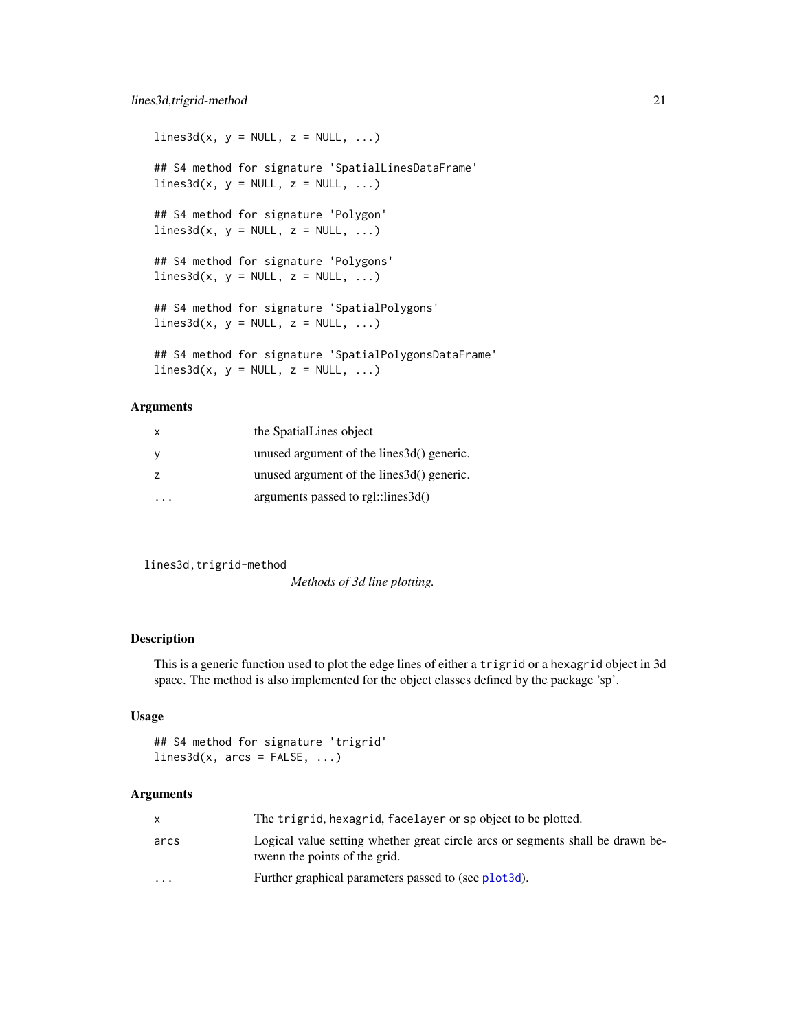```
lines3d(x, y = NULL, z = NULL, ...)

## S4 method for signature 'SpatialLinesDataFrame'
lines3d(x, y = NULL, z = NULL, ...)

## S4 method for signature 'Polygon'
lines3d(x, y = NULL, z = NULL, ...)

## S4 method for signature 'Polygons'
lines3d(x, y = NULL, z = NULL, ...)

## S4 method for signature 'SpatialPolygons'
lines3d(x, y = NULL, z = NULL, ...)

## S4 method for signature 'SpatialPolygonsDataFrame'
lines3d(x, y = NULL, z = NULL, ...)
```

### Arguments

| | |
|---|---|
| x | the SpatialLines object |
| y | unused argument of the lines3d() generic. |
| z | unused argument of the lines3d() generic. |
| ... | arguments passed to rgl::lines3d() |

---

## lines3d,trigrid-method

*Methods of 3d line plotting.*

### Description

This is a generic function used to plot the edge lines of either a `trigrid` or a `hexagrid` object in 3d space. The method is also implemented for the object classes defined by the package 'sp'.

### Usage

```
## S4 method for signature 'trigrid'
lines3d(x, arcs = FALSE, ...)
```

### Arguments

| | |
|---|---|
| x | The `trigrid`, `hexagrid`, `facelayer` or `sp` object to be plotted. |
| arcs | Logical value setting whether great circle arcs or segments shall be drawn betwenn the points of the grid. |
| ... | Further graphical parameters passed to (see `plot3d`). |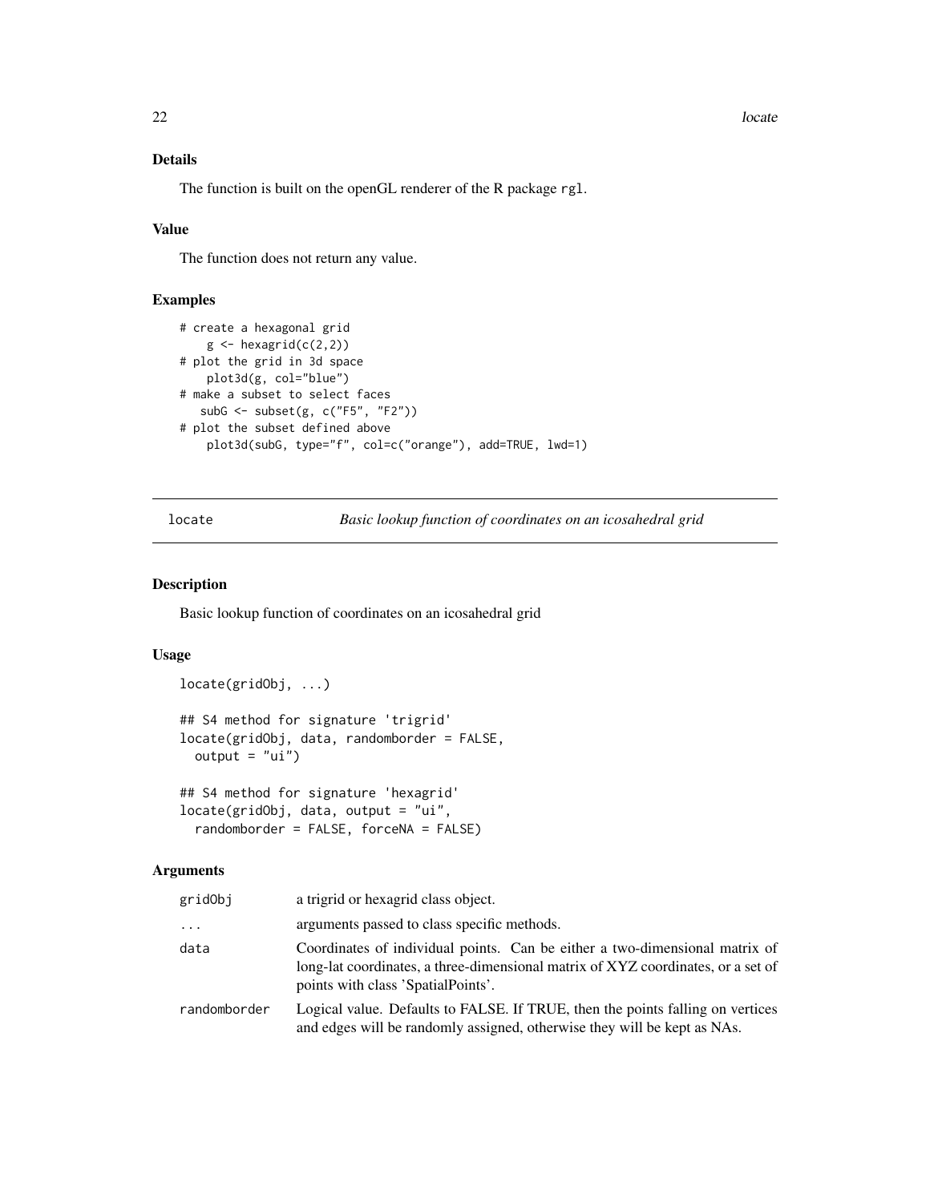### Details

The function is built on the openGL renderer of the R package `rgl`.

### Value

The function does not return any value.

### Examples

```
# create a hexagonal grid
    g <- hexagrid(c(2,2))
# plot the grid in 3d space
    plot3d(g, col="blue")
# make a subset to select faces
   subG <- subset(g, c("F5", "F2"))
# plot the subset defined above
    plot3d(subG, type="f", col=c("orange"), add=TRUE, lwd=1)
```

---

## locate — *Basic lookup function of coordinates on an icosahedral grid*

### Description

Basic lookup function of coordinates on an icosahedral grid

### Usage

```
locate(gridObj, ...)

## S4 method for signature 'trigrid'
locate(gridObj, data, randomborder = FALSE,
  output = "ui")

## S4 method for signature 'hexagrid'
locate(gridObj, data, output = "ui",
  randomborder = FALSE, forceNA = FALSE)
```

### Arguments

| | |
|---|---|
| `gridObj` | a trigrid or hexagrid class object. |
| `...` | arguments passed to class specific methods. |
| `data` | Coordinates of individual points. Can be either a two-dimensional matrix of long-lat coordinates, a three-dimensional matrix of XYZ coordinates, or a set of points with class 'SpatialPoints'. |
| `randomborder` | Logical value. Defaults to FALSE. If TRUE, then the points falling on vertices and edges will be randomly assigned, otherwise they will be kept as NAs. |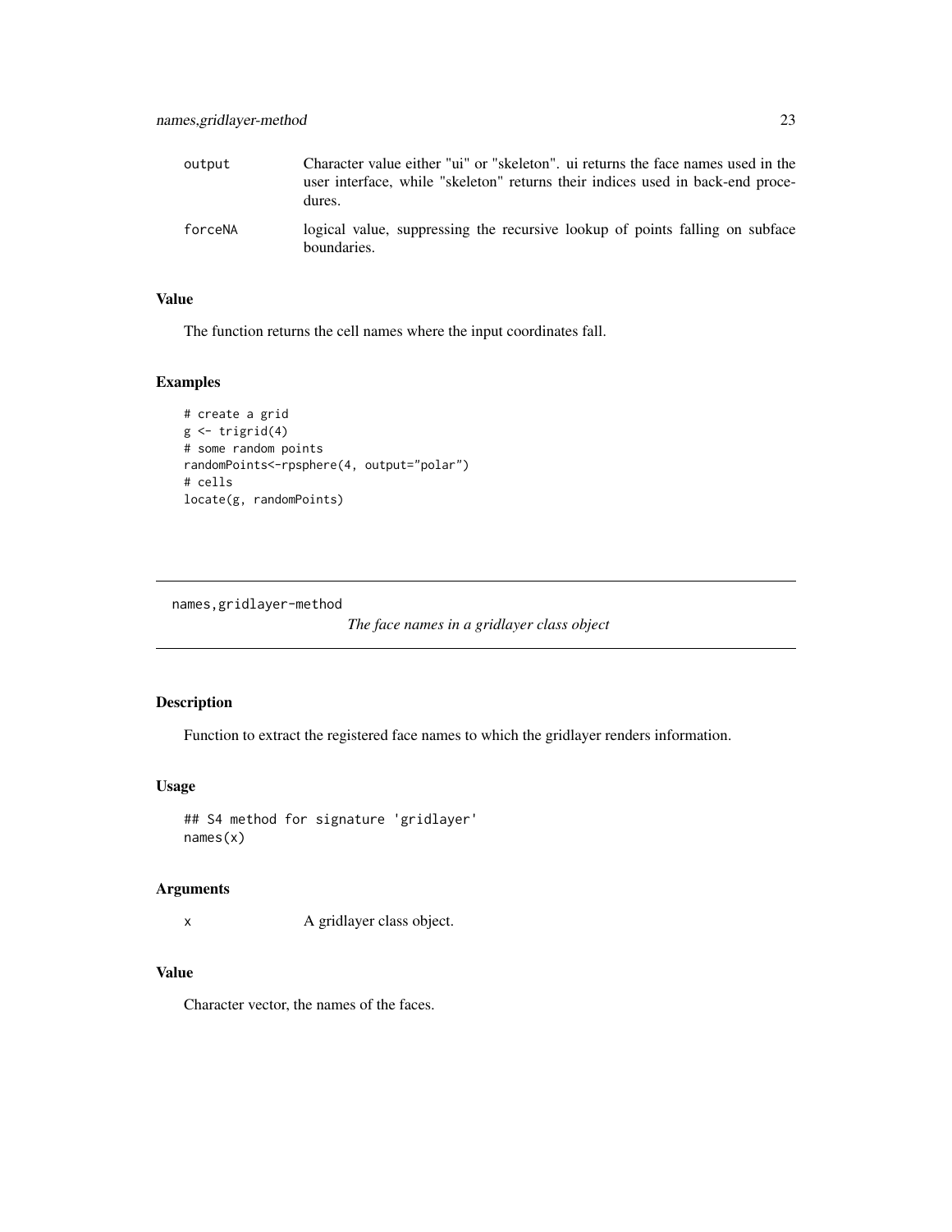| | |
|---|---|
| `output` | Character value either "ui" or "skeleton". ui returns the face names used in the user interface, while "skeleton" returns their indices used in back-end procedures. |
| `forceNA` | logical value, suppressing the recursive lookup of points falling on subface boundaries. |

### Value

The function returns the cell names where the input coordinates fall.

### Examples

```
# create a grid
g <- trigrid(4)
# some random points
randomPoints<-rpsphere(4, output="polar")
# cells
locate(g, randomPoints)
```

---

## names,gridlayer-method

*The face names in a gridlayer class object*

---

### Description

Function to extract the registered face names to which the gridlayer renders information.

### Usage

```
## S4 method for signature 'gridlayer'
names(x)
```

### Arguments

| | |
|---|---|
| `x` | A gridlayer class object. |

### Value

Character vector, the names of the faces.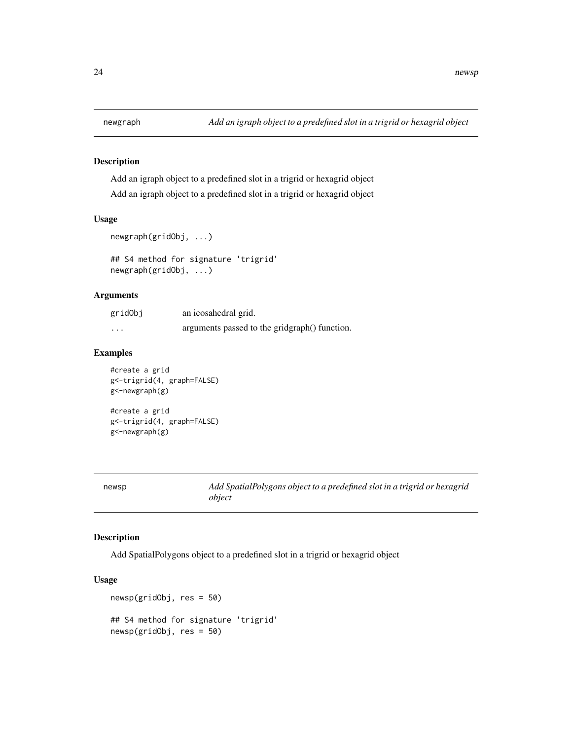## newgraph — *Add an igraph object to a predefined slot in a trigrid or hexagrid object*

### Description

Add an igraph object to a predefined slot in a trigrid or hexagrid object

Add an igraph object to a predefined slot in a trigrid or hexagrid object

### Usage

```
newgraph(gridObj, ...)

## S4 method for signature 'trigrid'
newgraph(gridObj, ...)
```

### Arguments

| | |
|---|---|
| gridObj | an icosahedral grid. |
| ... | arguments passed to the gridgraph() function. |

### Examples

```
#create a grid
g<-trigrid(4, graph=FALSE)
g<-newgraph(g)

#create a grid
g<-trigrid(4, graph=FALSE)
g<-newgraph(g)
```

## newsp — *Add SpatialPolygons object to a predefined slot in a trigrid or hexagrid object*

### Description

Add SpatialPolygons object to a predefined slot in a trigrid or hexagrid object

### Usage

```
newsp(gridObj, res = 50)

## S4 method for signature 'trigrid'
newsp(gridObj, res = 50)
```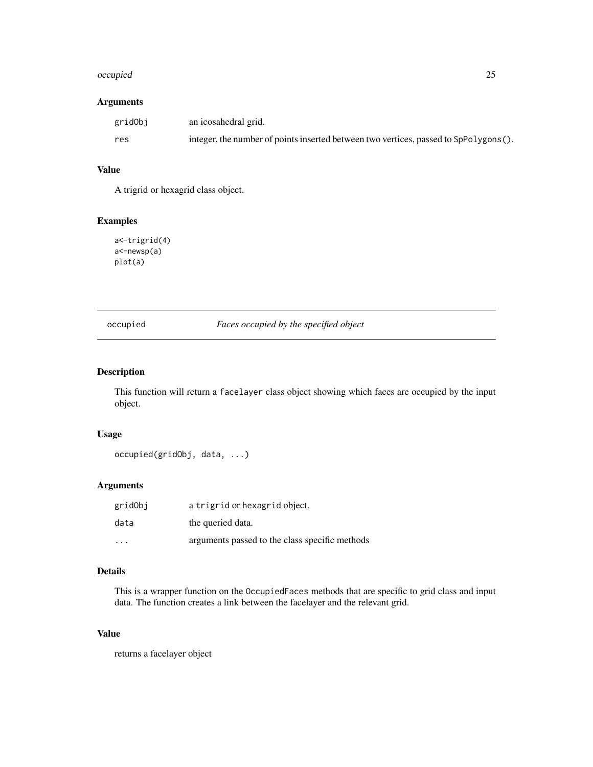### Arguments

| | |
|---|---|
| gridObj | an icosahedral grid. |
| res | integer, the number of points inserted between two vertices, passed to `SpPolygons()`. |

### Value

A trigrid or hexagrid class object.

### Examples

```
a<-trigrid(4)
a<-newsp(a)
plot(a)
```

---

## occupied *Faces occupied by the specified object*

---

### Description

This function will return a `facelayer` class object showing which faces are occupied by the input object.

### Usage

```
occupied(gridObj, data, ...)
```

### Arguments

| | |
|---|---|
| gridObj | a `trigrid` or `hexagrid` object. |
| data | the queried data. |
| ... | arguments passed to the class specific methods |

### Details

This is a wrapper function on the `OccupiedFaces` methods that are specific to grid class and input data. The function creates a link between the facelayer and the relevant grid.

### Value

returns a facelayer object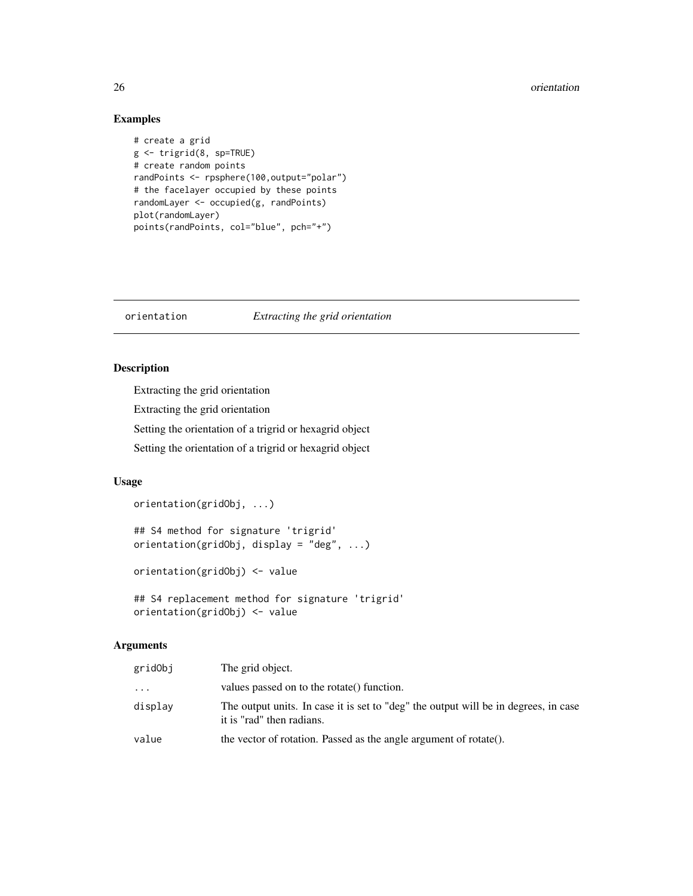## Examples

```
# create a grid
g <- trigrid(8, sp=TRUE)
# create random points
randPoints <- rpsphere(100,output="polar")
# the facelayer occupied by these points
randomLayer <- occupied(g, randPoints)
plot(randomLayer)
points(randPoints, col="blue", pch="+")
```

---

# orientation *Extracting the grid orientation*

---

## Description

Extracting the grid orientation

Extracting the grid orientation

Setting the orientation of a trigrid or hexagrid object

Setting the orientation of a trigrid or hexagrid object

## Usage

```
orientation(gridObj, ...)

## S4 method for signature 'trigrid'
orientation(gridObj, display = "deg", ...)

orientation(gridObj) <- value

## S4 replacement method for signature 'trigrid'
orientation(gridObj) <- value
```

## Arguments

| | |
|---|---|
| gridObj | The grid object. |
| ... | values passed on to the rotate() function. |
| display | The output units. In case it is set to "deg" the output will be in degrees, in case it is "rad" then radians. |
| value | the vector of rotation. Passed as the angle argument of rotate(). |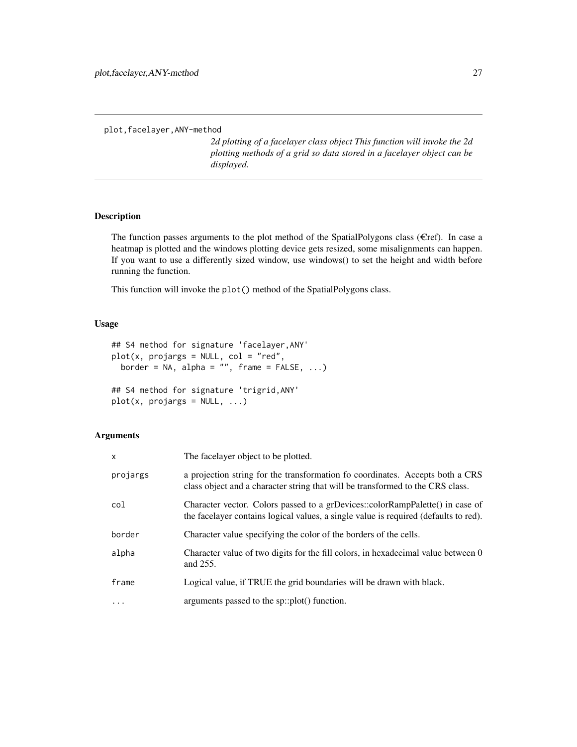## plot,facelayer,ANY-method

*2d plotting of a facelayer class object This function will invoke the 2d plotting methods of a grid so data stored in a facelayer object can be displayed.*

### Description

The function passes arguments to the plot method of the SpatialPolygons class (€ref). In case a heatmap is plotted and the windows plotting device gets resized, some misalignments can happen. If you want to use a differently sized window, use windows() to set the height and width before running the function.

This function will invoke the `plot()` method of the SpatialPolygons class.

### Usage

```
## S4 method for signature 'facelayer,ANY'
plot(x, projargs = NULL, col = "red",
  border = NA, alpha = "", frame = FALSE, ...)

## S4 method for signature 'trigrid,ANY'
plot(x, projargs = NULL, ...)
```

### Arguments

| | |
|---|---|
| `x` | The facelayer object to be plotted. |
| `projargs` | a projection string for the transformation fo coordinates. Accepts both a CRS class object and a character string that will be transformed to the CRS class. |
| `col` | Character vector. Colors passed to a grDevices::colorRampPalette() in case of the facelayer contains logical values, a single value is required (defaults to red). |
| `border` | Character value specifying the color of the borders of the cells. |
| `alpha` | Character value of two digits for the fill colors, in hexadecimal value between 0 and 255. |
| `frame` | Logical value, if TRUE the grid boundaries will be drawn with black. |
| `...` | arguments passed to the sp::plot() function. |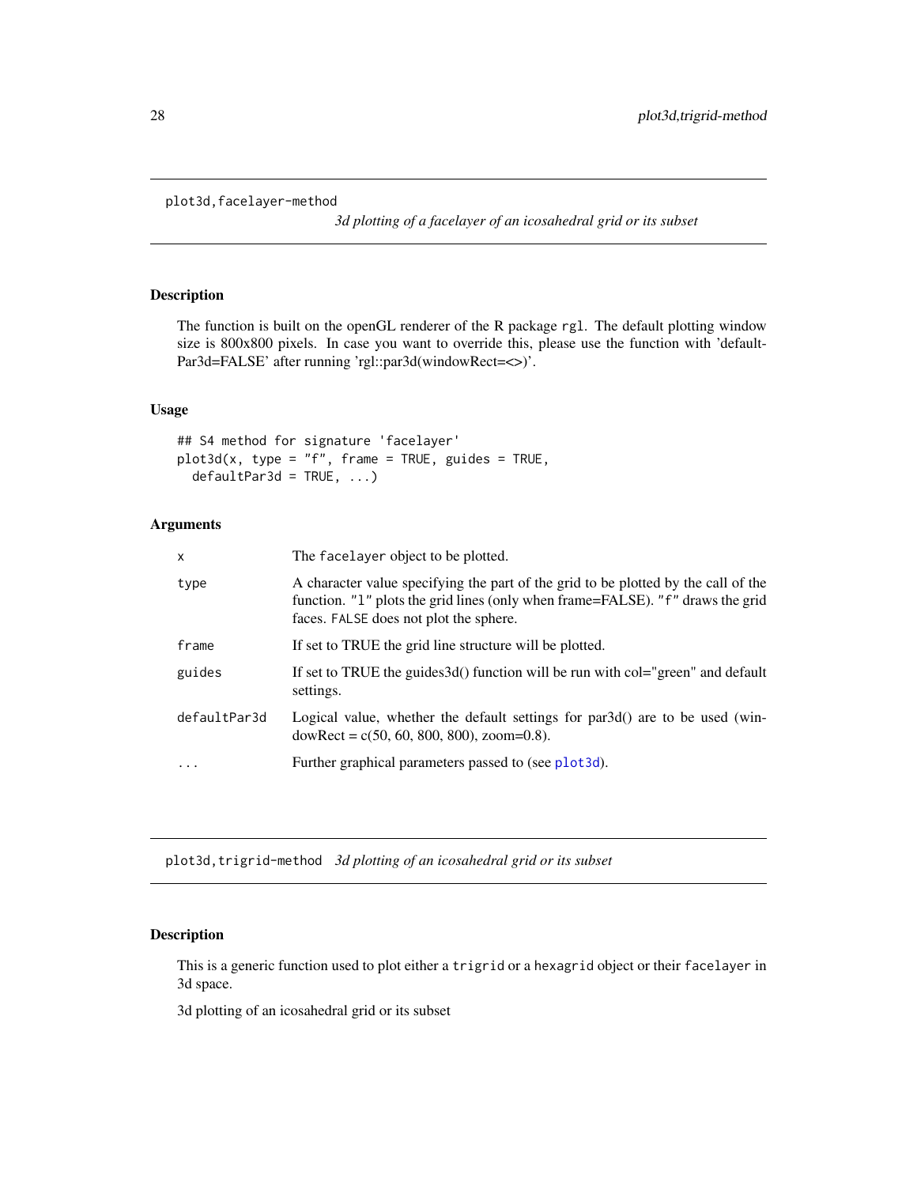## plot3d,facelayer-method

*3d plotting of a facelayer of an icosahedral grid or its subset*

### Description

The function is built on the openGL renderer of the R package rgl. The default plotting window size is 800x800 pixels. In case you want to override this, please use the function with 'defaultPar3d=FALSE' after running 'rgl::par3d(windowRect=<>)'.

### Usage

```
## S4 method for signature 'facelayer'
plot3d(x, type = "f", frame = TRUE, guides = TRUE,
  defaultPar3d = TRUE, ...)
```

### Arguments

| | |
|---|---|
| x | The facelayer object to be plotted. |
| type | A character value specifying the part of the grid to be plotted by the call of the function. "l" plots the grid lines (only when frame=FALSE). "f" draws the grid faces. FALSE does not plot the sphere. |
| frame | If set to TRUE the grid line structure will be plotted. |
| guides | If set to TRUE the guides3d() function will be run with col="green" and default settings. |
| defaultPar3d | Logical value, whether the default settings for par3d() are to be used (windowRect = c(50, 60, 800, 800), zoom=0.8). |
| ... | Further graphical parameters passed to (see plot3d). |

## plot3d,trigrid-method

*3d plotting of an icosahedral grid or its subset*

### Description

This is a generic function used to plot either a trigrid or a hexagrid object or their facelayer in 3d space.

3d plotting of an icosahedral grid or its subset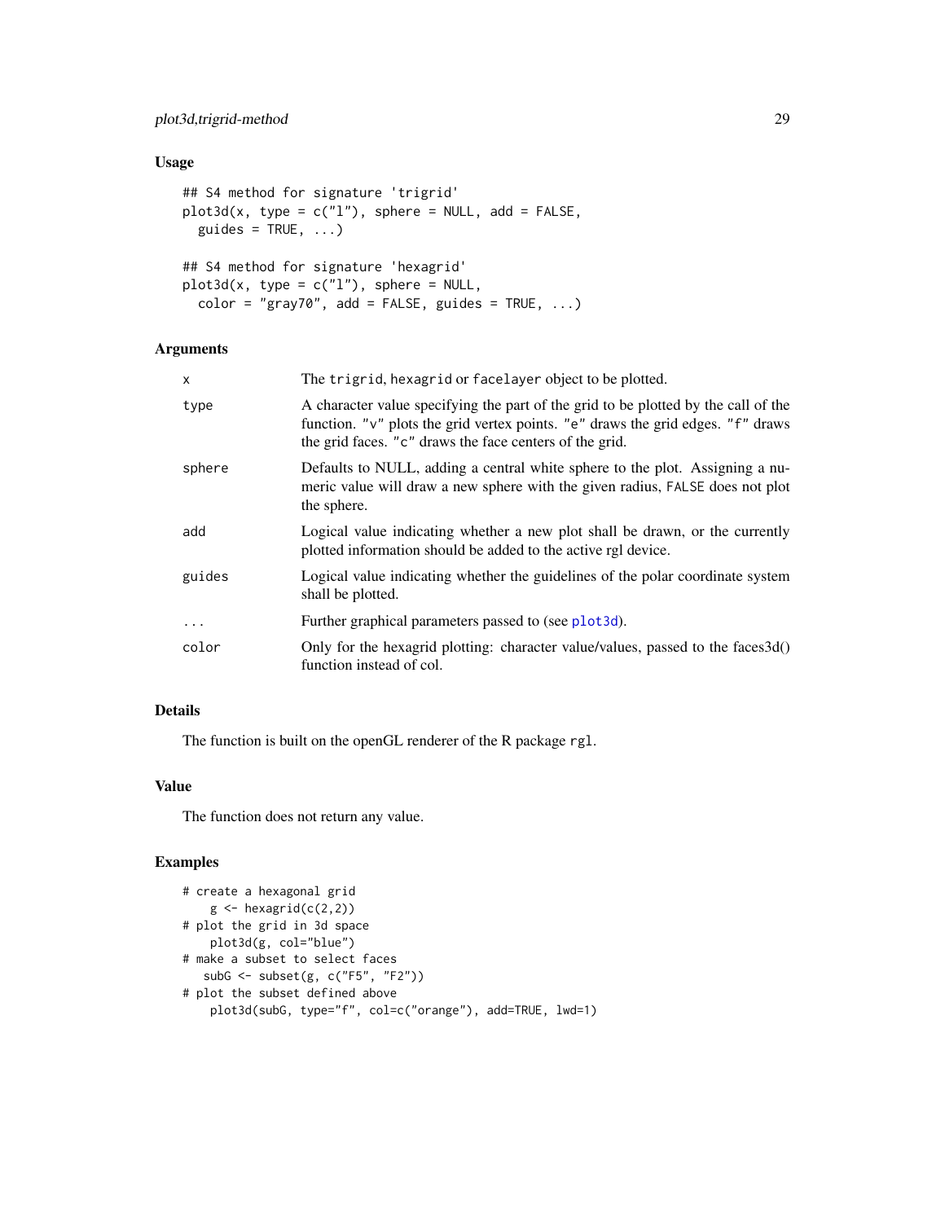## Usage

```
## S4 method for signature 'trigrid'
plot3d(x, type = c("l"), sphere = NULL, add = FALSE,
  guides = TRUE, ...)

## S4 method for signature 'hexagrid'
plot3d(x, type = c("l"), sphere = NULL,
  color = "gray70", add = FALSE, guides = TRUE, ...)
```

## Arguments

| | |
|---|---|
| `x` | The `trigrid`, `hexagrid` or `facelayer` object to be plotted. |
| `type` | A character value specifying the part of the grid to be plotted by the call of the function. `"v"` plots the grid vertex points. `"e"` draws the grid edges. `"f"` draws the grid faces. `"c"` draws the face centers of the grid. |
| `sphere` | Defaults to NULL, adding a central white sphere to the plot. Assigning a numeric value will draw a new sphere with the given radius, `FALSE` does not plot the sphere. |
| `add` | Logical value indicating whether a new plot shall be drawn, or the currently plotted information should be added to the active rgl device. |
| `guides` | Logical value indicating whether the guidelines of the polar coordinate system shall be plotted. |
| `...` | Further graphical parameters passed to (see `plot3d`). |
| `color` | Only for the hexagrid plotting: character value/values, passed to the faces3d() function instead of col. |

## Details

The function is built on the openGL renderer of the R package `rgl`.

## Value

The function does not return any value.

## Examples

```
# create a hexagonal grid
    g <- hexagrid(c(2,2))
# plot the grid in 3d space
    plot3d(g, col="blue")
# make a subset to select faces
   subG <- subset(g, c("F5", "F2"))
# plot the subset defined above
    plot3d(subG, type="f", col=c("orange"), add=TRUE, lwd=1)
```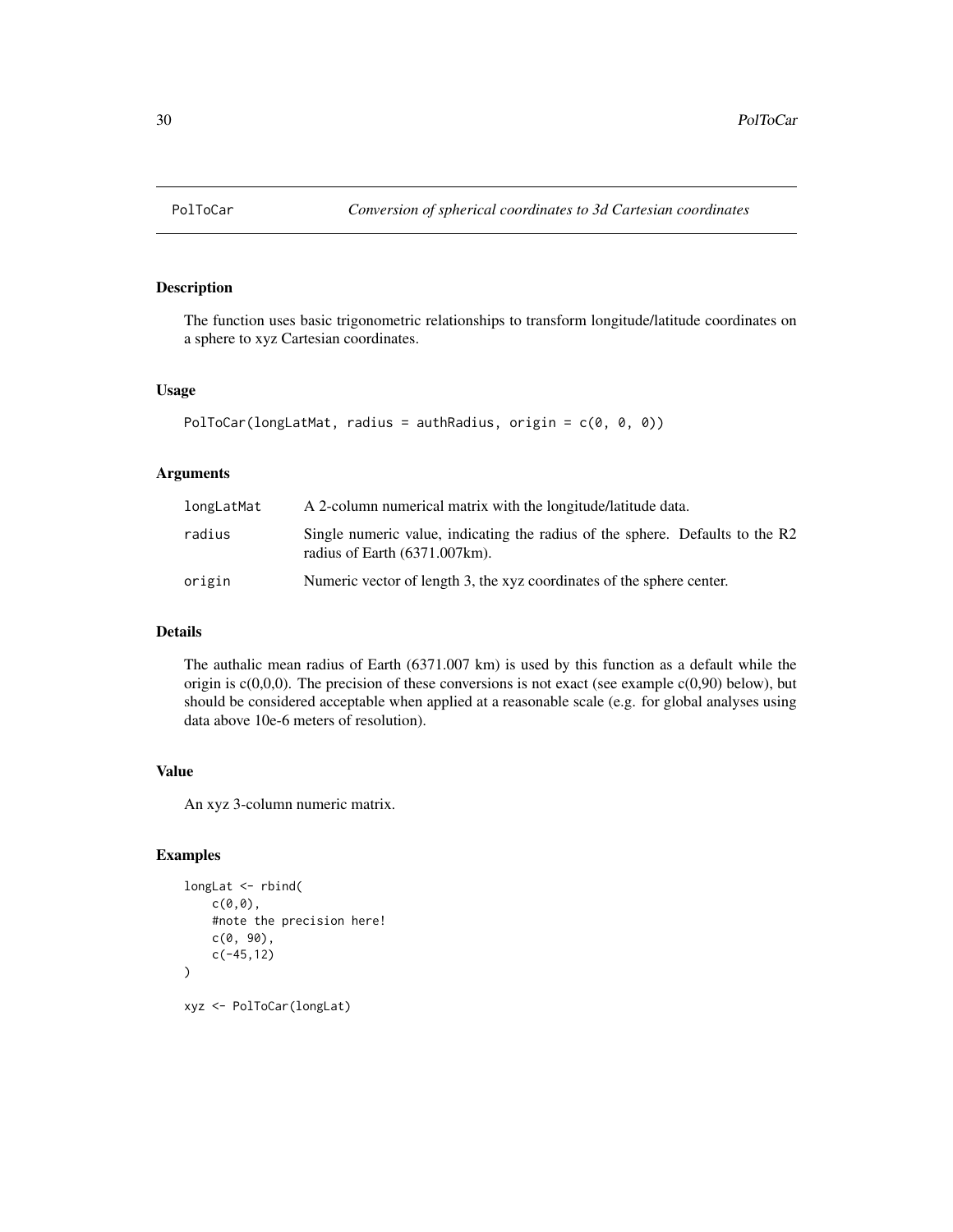# PolToCar — *Conversion of spherical coordinates to 3d Cartesian coordinates*

## Description

The function uses basic trigonometric relationships to transform longitude/latitude coordinates on a sphere to xyz Cartesian coordinates.

## Usage

```
PolToCar(longLatMat, radius = authRadius, origin = c(0, 0, 0))
```

## Arguments

| | |
|---|---|
| `longLatMat` | A 2-column numerical matrix with the longitude/latitude data. |
| `radius` | Single numeric value, indicating the radius of the sphere. Defaults to the R2 radius of Earth (6371.007km). |
| `origin` | Numeric vector of length 3, the xyz coordinates of the sphere center. |

## Details

The authalic mean radius of Earth (6371.007 km) is used by this function as a default while the origin is c(0,0,0). The precision of these conversions is not exact (see example c(0,90) below), but should be considered acceptable when applied at a reasonable scale (e.g. for global analyses using data above 10e-6 meters of resolution).

## Value

An xyz 3-column numeric matrix.

## Examples

```
longLat <- rbind(
    c(0,0),
    #note the precision here!
    c(0, 90),
    c(-45,12)
)

xyz <- PolToCar(longLat)
```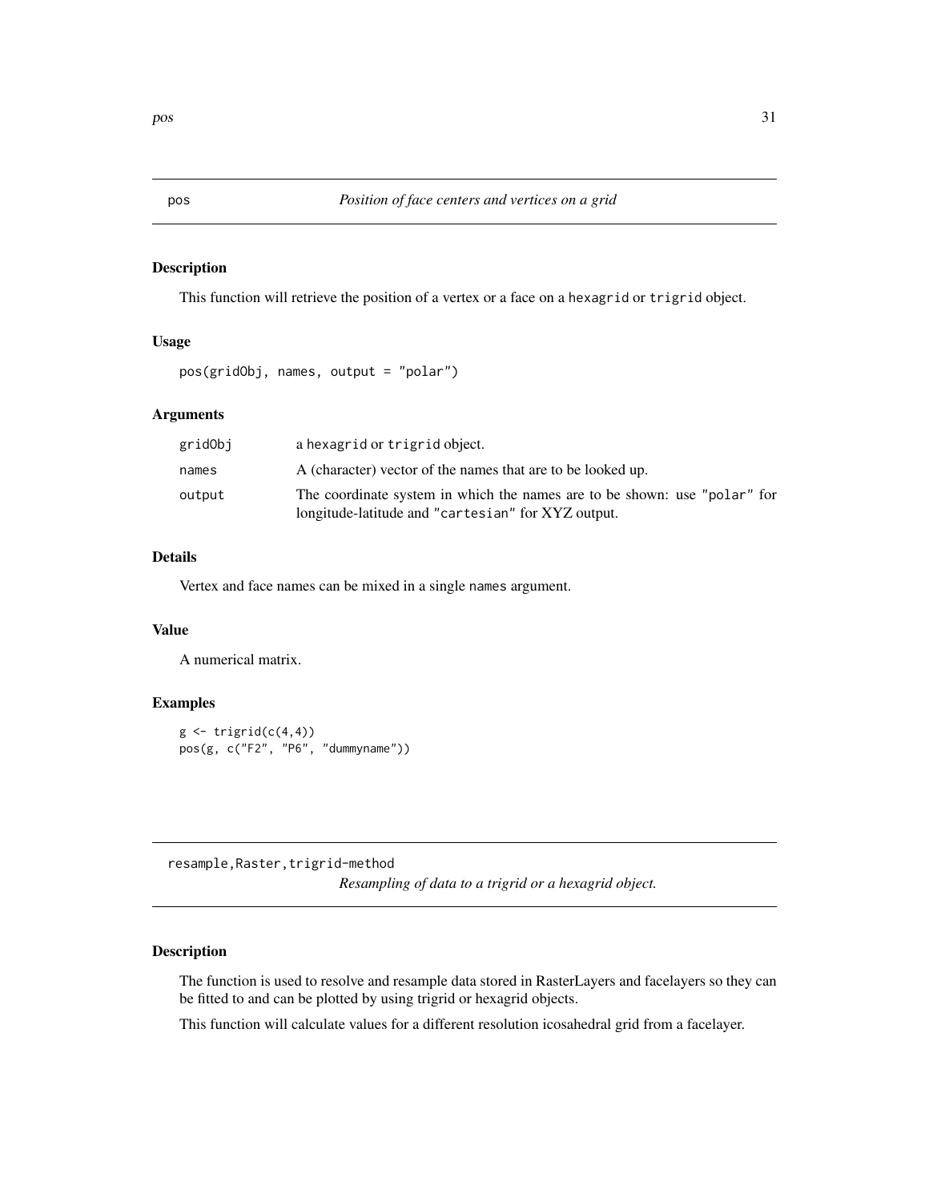## pos *Position of face centers and vertices on a grid*

### Description

This function will retrieve the position of a vertex or a face on a hexagrid or trigrid object.

### Usage

```
pos(gridObj, names, output = "polar")
```

### Arguments

| | |
|---|---|
| gridObj | a hexagrid or trigrid object. |
| names | A (character) vector of the names that are to be looked up. |
| output | The coordinate system in which the names are to be shown: use "polar" for longitude-latitude and "cartesian" for XYZ output. |

### Details

Vertex and face names can be mixed in a single names argument.

### Value

A numerical matrix.

### Examples

```
g <- trigrid(c(4,4))
pos(g, c("F2", "P6", "dummyname"))
```

## resample,Raster,trigrid-method *Resampling of data to a trigrid or a hexagrid object.*

### Description

The function is used to resolve and resample data stored in RasterLayers and facelayers so they can be fitted to and can be plotted by using trigrid or hexagrid objects.

This function will calculate values for a different resolution icosahedral grid from a facelayer.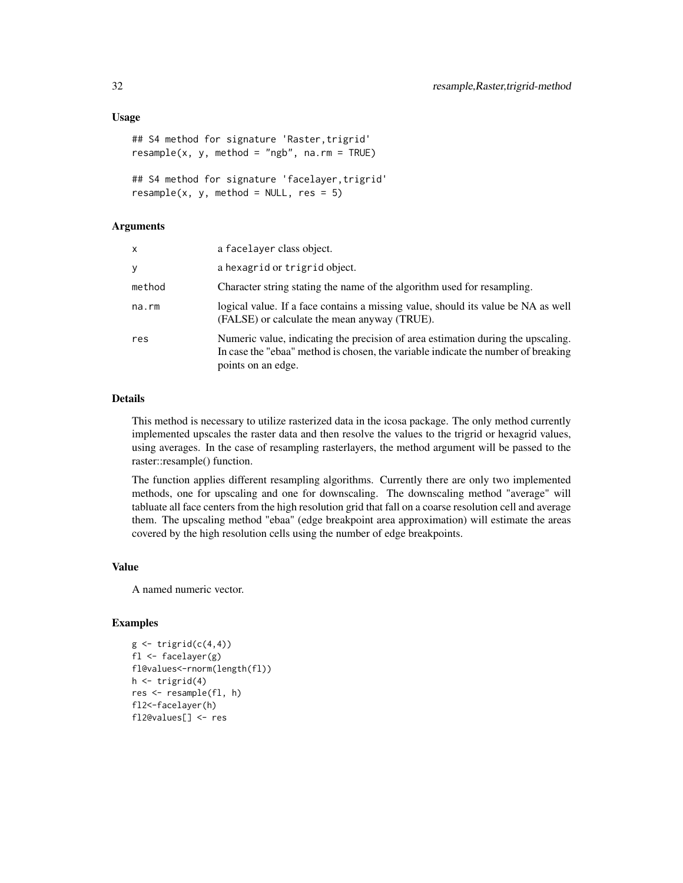### Usage

```
## S4 method for signature 'Raster,trigrid'
resample(x, y, method = "ngb", na.rm = TRUE)

## S4 method for signature 'facelayer,trigrid'
resample(x, y, method = NULL, res = 5)
```

### Arguments

| | |
|---|---|
| x | a facelayer class object. |
| y | a hexagrid or trigrid object. |
| method | Character string stating the name of the algorithm used for resampling. |
| na.rm | logical value. If a face contains a missing value, should its value be NA as well (FALSE) or calculate the mean anyway (TRUE). |
| res | Numeric value, indicating the precision of area estimation during the upscaling. In case the "ebaa" method is chosen, the variable indicate the number of breaking points on an edge. |

### Details

This method is necessary to utilize rasterized data in the icosa package. The only method currently implemented upscales the raster data and then resolve the values to the trigrid or hexagrid values, using averages. In the case of resampling rasterlayers, the method argument will be passed to the raster::resample() function.

The function applies different resampling algorithms. Currently there are only two implemented methods, one for upscaling and one for downscaling. The downscaling method "average" will tabluate all face centers from the high resolution grid that fall on a coarse resolution cell and average them. The upscaling method "ebaa" (edge breakpoint area approximation) will estimate the areas covered by the high resolution cells using the number of edge breakpoints.

### Value

A named numeric vector.

### Examples

```
g <- trigrid(c(4,4))
fl <- facelayer(g)
fl@values<-rnorm(length(fl))
h <- trigrid(4)
res <- resample(fl, h)
fl2<-facelayer(h)
fl2@values[] <- res
```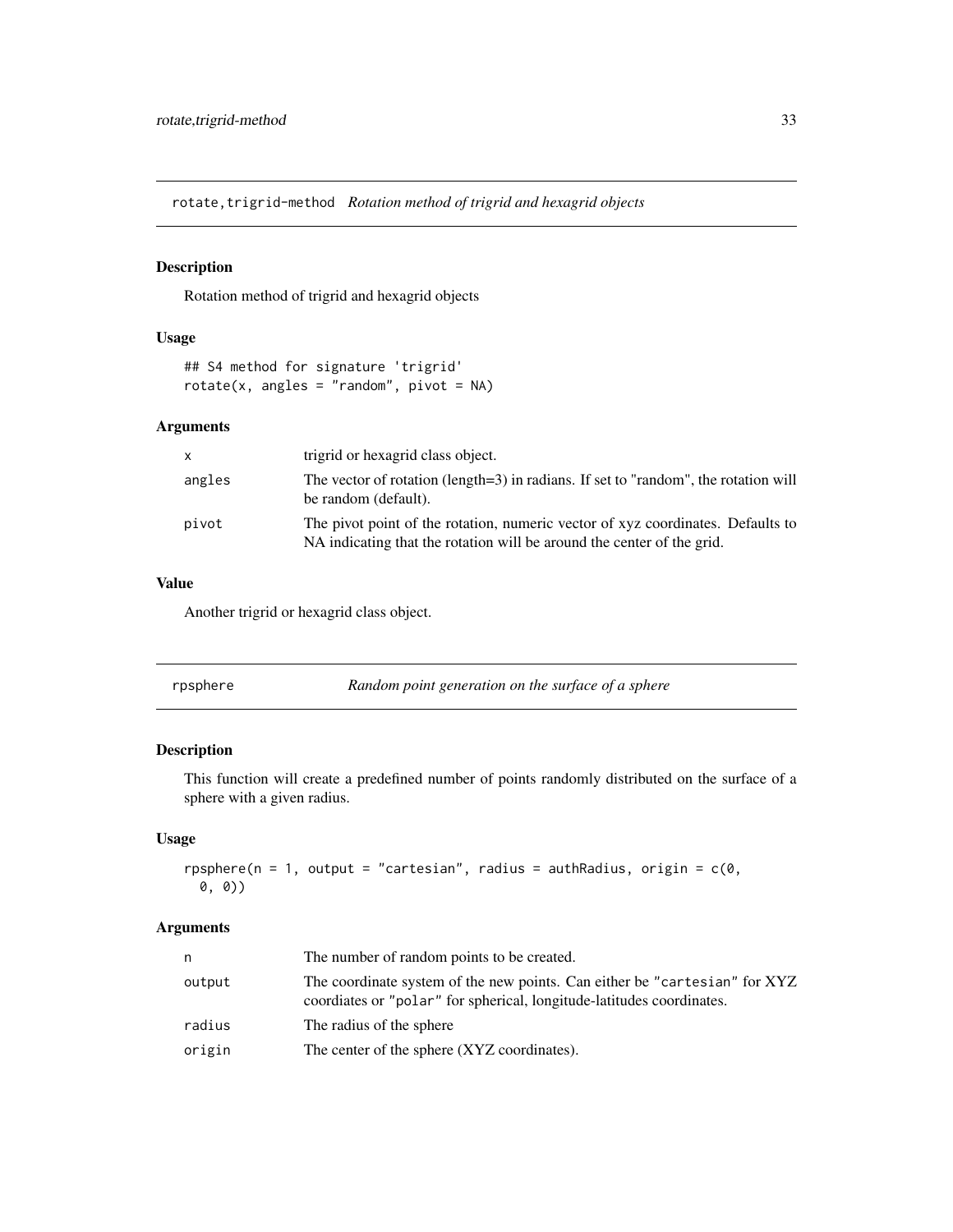## rotate,trigrid-method *Rotation method of trigrid and hexagrid objects*

### Description

Rotation method of trigrid and hexagrid objects

### Usage

```
## S4 method for signature 'trigrid'
rotate(x, angles = "random", pivot = NA)
```

### Arguments

| | |
|---|---|
| `x` | trigrid or hexagrid class object. |
| `angles` | The vector of rotation (length=3) in radians. If set to "random", the rotation will be random (default). |
| `pivot` | The pivot point of the rotation, numeric vector of xyz coordinates. Defaults to NA indicating that the rotation will be around the center of the grid. |

### Value

Another trigrid or hexagrid class object.

## rpsphere *Random point generation on the surface of a sphere*

### Description

This function will create a predefined number of points randomly distributed on the surface of a sphere with a given radius.

### Usage

```
rpsphere(n = 1, output = "cartesian", radius = authRadius, origin = c(0,
  0, 0))
```

### Arguments

| | |
|---|---|
| `n` | The number of random points to be created. |
| `output` | The coordinate system of the new points. Can either be `"cartesian"` for XYZ coordiates or `"polar"` for spherical, longitude-latitudes coordinates. |
| `radius` | The radius of the sphere |
| `origin` | The center of the sphere (XYZ coordinates). |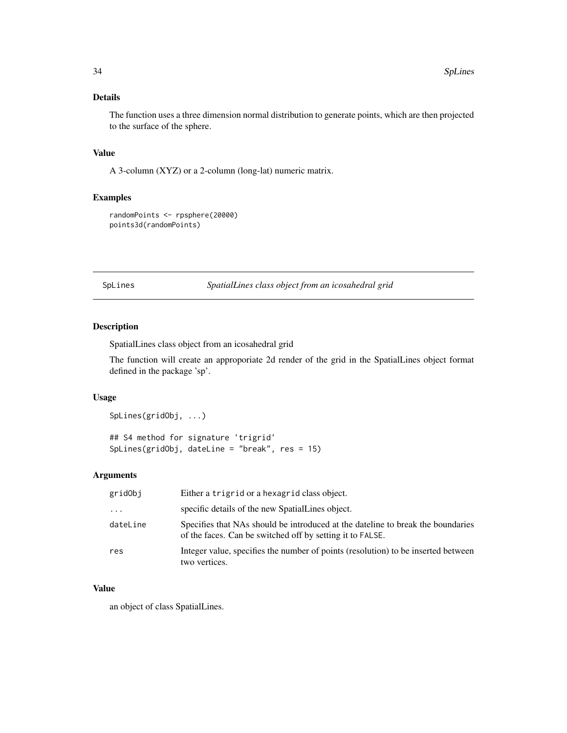## Details

The function uses a three dimension normal distribution to generate points, which are then projected to the surface of the sphere.

## Value

A 3-column (XYZ) or a 2-column (long-lat) numeric matrix.

## Examples

```
randomPoints <- rpsphere(20000)
points3d(randomPoints)
```

---

# SpLines — *SpatialLines class object from an icosahedral grid*

---

## Description

SpatialLines class object from an icosahedral grid

The function will create an approporiate 2d render of the grid in the SpatialLines object format defined in the package 'sp'.

## Usage

```
SpLines(gridObj, ...)

## S4 method for signature 'trigrid'
SpLines(gridObj, dateLine = "break", res = 15)
```

## Arguments

| | |
|---|---|
| `gridObj` | Either a `trigrid` or a `hexagrid` class object. |
| `...` | specific details of the new SpatialLines object. |
| `dateLine` | Specifies that NAs should be introduced at the dateline to break the boundaries of the faces. Can be switched off by setting it to `FALSE`. |
| `res` | Integer value, specifies the number of points (resolution) to be inserted between two vertices. |

## Value

an object of class SpatialLines.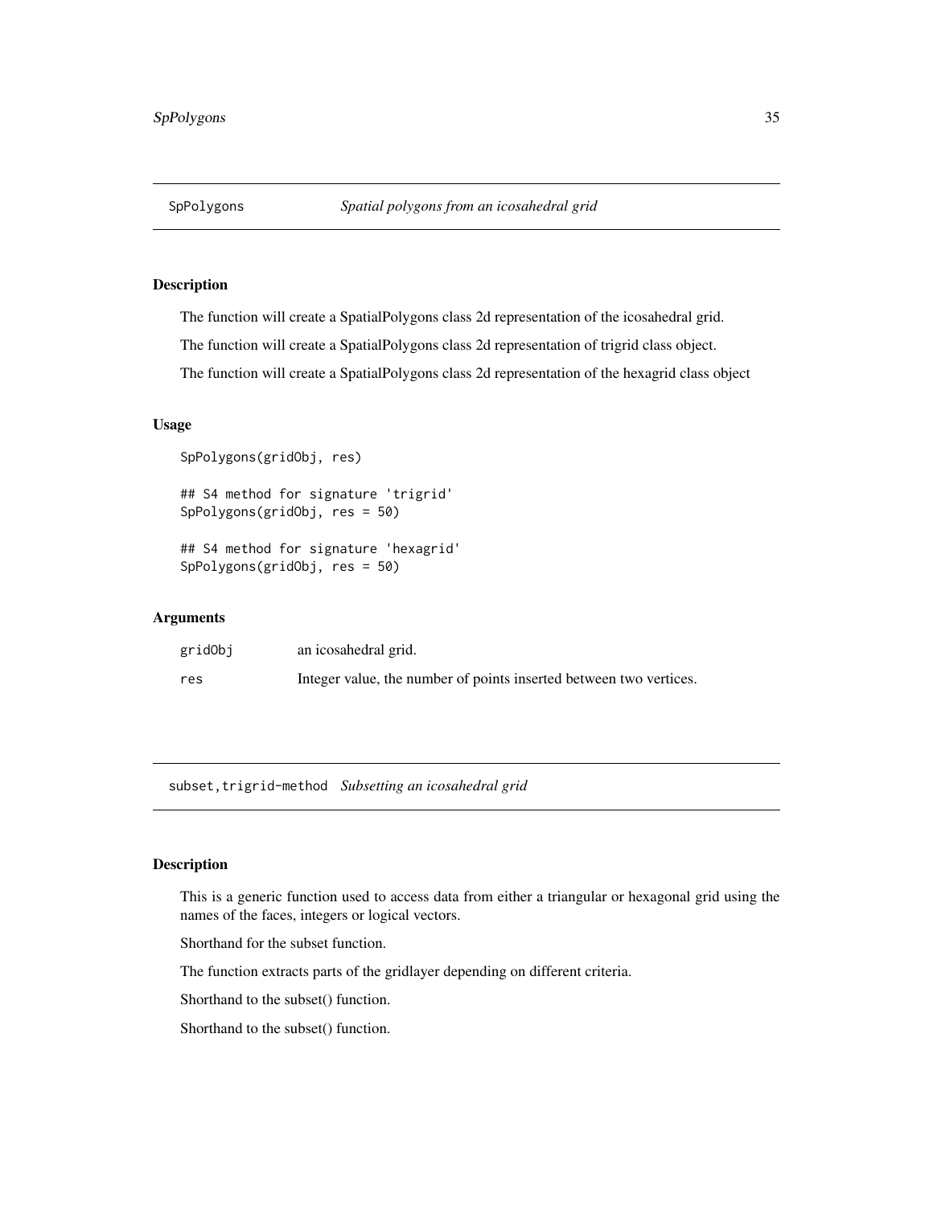## SpPolygons — *Spatial polygons from an icosahedral grid*

### Description

The function will create a SpatialPolygons class 2d representation of the icosahedral grid.

The function will create a SpatialPolygons class 2d representation of trigrid class object.

The function will create a SpatialPolygons class 2d representation of the hexagrid class object

### Usage

```
SpPolygons(gridObj, res)

## S4 method for signature 'trigrid'
SpPolygons(gridObj, res = 50)

## S4 method for signature 'hexagrid'
SpPolygons(gridObj, res = 50)
```

### Arguments

| | |
|---|---|
| gridObj | an icosahedral grid. |
| res | Integer value, the number of points inserted between two vertices. |

## subset,trigrid-method — *Subsetting an icosahedral grid*

### Description

This is a generic function used to access data from either a triangular or hexagonal grid using the names of the faces, integers or logical vectors.

Shorthand for the subset function.

The function extracts parts of the gridlayer depending on different criteria.

Shorthand to the subset() function.

Shorthand to the subset() function.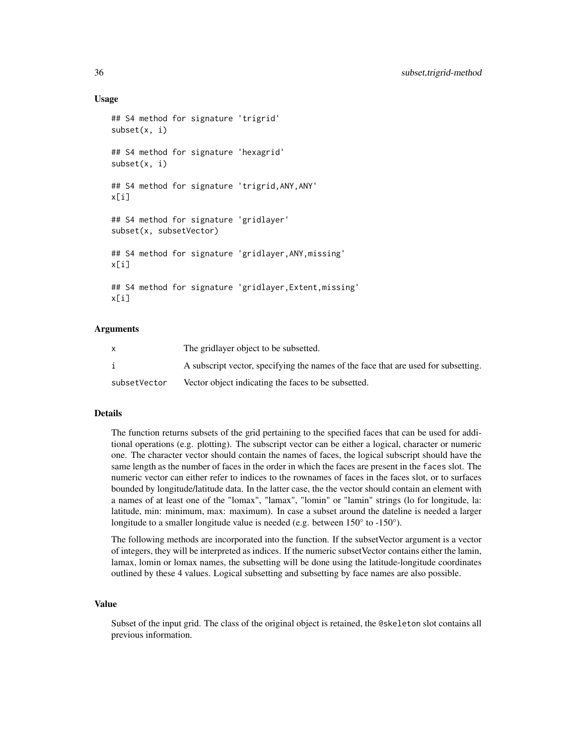### Usage

```
## S4 method for signature 'trigrid'
subset(x, i)

## S4 method for signature 'hexagrid'
subset(x, i)

## S4 method for signature 'trigrid,ANY,ANY'
x[i]

## S4 method for signature 'gridlayer'
subset(x, subsetVector)

## S4 method for signature 'gridlayer,ANY,missing'
x[i]

## S4 method for signature 'gridlayer,Extent,missing'
x[i]
```

### Arguments

| | |
|---|---|
| x | The gridlayer object to be subsetted. |
| i | A subscript vector, specifying the names of the face that are used for subsetting. |
| subsetVector | Vector object indicating the faces to be subsetted. |

### Details

The function returns subsets of the grid pertaining to the specified faces that can be used for additional operations (e.g. plotting). The subscript vector can be either a logical, character or numeric one. The character vector should contain the names of faces, the logical subscript should have the same length as the number of faces in the order in which the faces are present in the `faces` slot. The numeric vector can either refer to indices to the rownames of faces in the faces slot, or to surfaces bounded by longitude/latitude data. In the latter case, the the vector should contain an element with a names of at least one of the "lomax", "lamax", "lomin" or "lamin" strings (lo for longitude, la: latitude, min: minimum, max: maximum). In case a subset around the dateline is needed a larger longitude to a smaller longitude value is needed (e.g. between 150° to -150°).

The following methods are incorporated into the function. If the subsetVector argument is a vector of integers, they will be interpreted as indices. If the numeric subsetVector contains either the lamin, lamax, lomin or lomax names, the subsetting will be done using the latitude-longitude coordinates outlined by these 4 values. Logical subsetting and subsetting by face names are also possible.

### Value

Subset of the input grid. The class of the original object is retained, the `@skeleton` slot contains all previous information.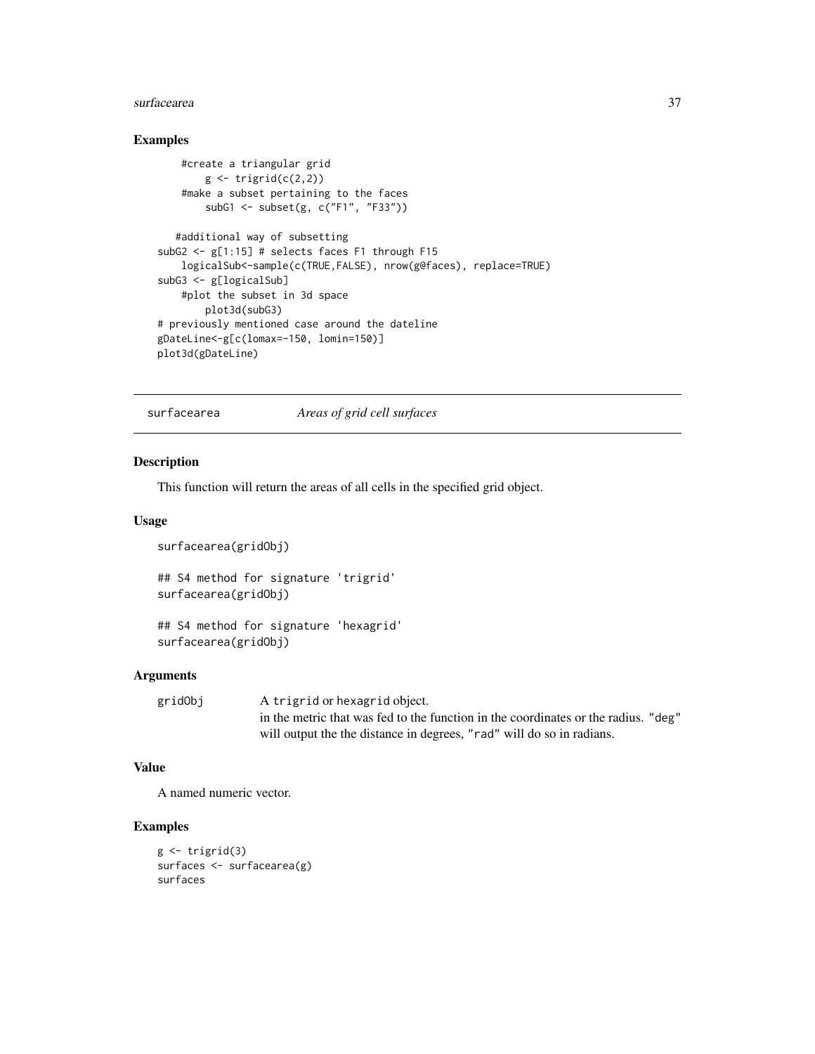## Examples

```
      #create a triangular grid
          g <- trigrid(c(2,2))
      #make a subset pertaining to the faces
          subG1 <- subset(g, c("F1", "F33"))

    #additional way of subsetting
subG2 <- g[1:15] # selects faces F1 through F15
    logicalSub<-sample(c(TRUE,FALSE), nrow(g@faces), replace=TRUE)
subG3 <- g[logicalSub]
    #plot the subset in 3d space
        plot3d(subG3)
# previously mentioned case around the dateline
gDateLine<-g[c(lomax=-150, lomin=150)]
plot3d(gDateLine)
```

---

`surfacearea` *Areas of grid cell surfaces*

---

## Description

This function will return the areas of all cells in the specified grid object.

## Usage

```
surfacearea(gridObj)

## S4 method for signature 'trigrid'
surfacearea(gridObj)

## S4 method for signature 'hexagrid'
surfacearea(gridObj)
```

## Arguments

| | |
|---|---|
| `gridObj` | A `trigrid` or `hexagrid` object. in the metric that was fed to the function in the coordinates or the radius. `"deg"` will output the the distance in degrees, `"rad"` will do so in radians. |

## Value

A named numeric vector.

## Examples

```
g <- trigrid(3)
surfaces <- surfacearea(g)
surfaces
```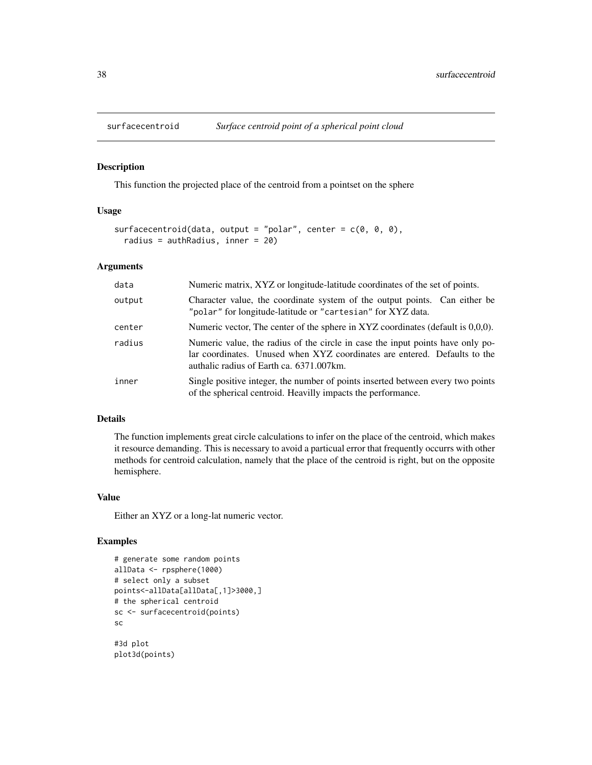## surfacecentroid *Surface centroid point of a spherical point cloud*

### Description

This function the projected place of the centroid from a pointset on the sphere

### Usage

```
surfacecentroid(data, output = "polar", center = c(0, 0, 0),
  radius = authRadius, inner = 20)
```

### Arguments

| | |
|---|---|
| data | Numeric matrix, XYZ or longitude-latitude coordinates of the set of points. |
| output | Character value, the coordinate system of the output points. Can either be "polar" for longitude-latitude or "cartesian" for XYZ data. |
| center | Numeric vector, The center of the sphere in XYZ coordinates (default is 0,0,0). |
| radius | Numeric value, the radius of the circle in case the input points have only polar coordinates. Unused when XYZ coordinates are entered. Defaults to the authalic radius of Earth ca. 6371.007km. |
| inner | Single positive integer, the number of points inserted between every two points of the spherical centroid. Heavilly impacts the performance. |

### Details

The function implements great circle calculations to infer on the place of the centroid, which makes it resource demanding. This is necessary to avoid a particual error that frequently occurrs with other methods for centroid calculation, namely that the place of the centroid is right, but on the opposite hemisphere.

### Value

Either an XYZ or a long-lat numeric vector.

### Examples

```
# generate some random points
allData <- rpsphere(1000)
# select only a subset
points<-allData[allData[,1]>3000,]
# the spherical centroid
sc <- surfacecentroid(points)
sc

#3d plot
plot3d(points)
```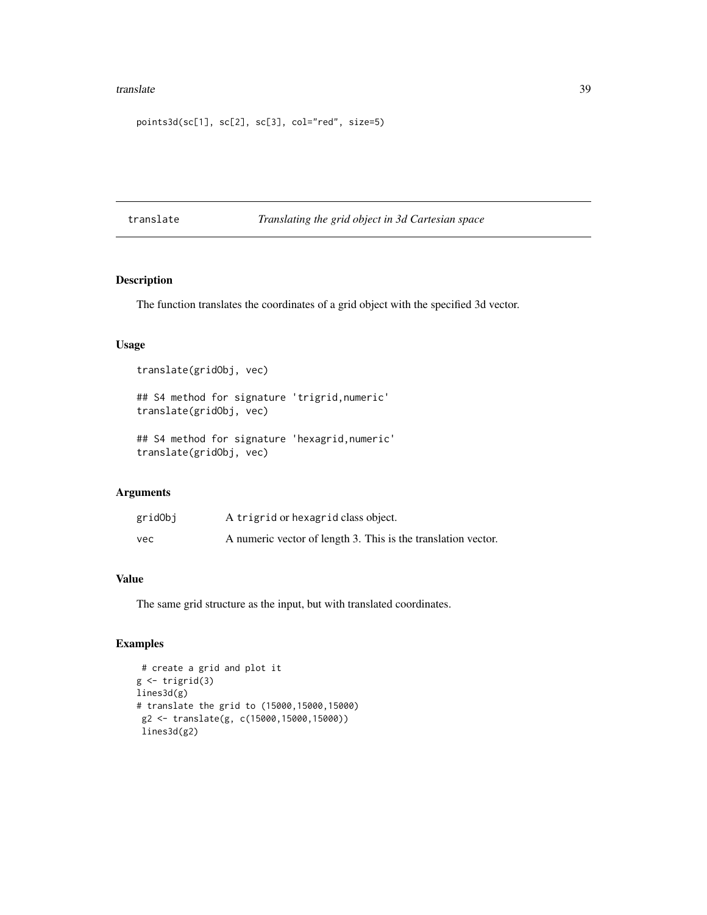```
points3d(sc[1], sc[2], sc[3], col="red", size=5)
```

## translate — *Translating the grid object in 3d Cartesian space*

### Description

The function translates the coordinates of a grid object with the specified 3d vector.

### Usage

```
translate(gridObj, vec)

## S4 method for signature 'trigrid,numeric'
translate(gridObj, vec)

## S4 method for signature 'hexagrid,numeric'
translate(gridObj, vec)
```

### Arguments

| | |
|---|---|
| `gridObj` | A `trigrid` or `hexagrid` class object. |
| `vec` | A numeric vector of length 3. This is the translation vector. |

### Value

The same grid structure as the input, but with translated coordinates.

### Examples

```
 # create a grid and plot it
g <- trigrid(3)
lines3d(g)
# translate the grid to (15000,15000,15000)
 g2 <- translate(g, c(15000,15000,15000))
 lines3d(g2)
```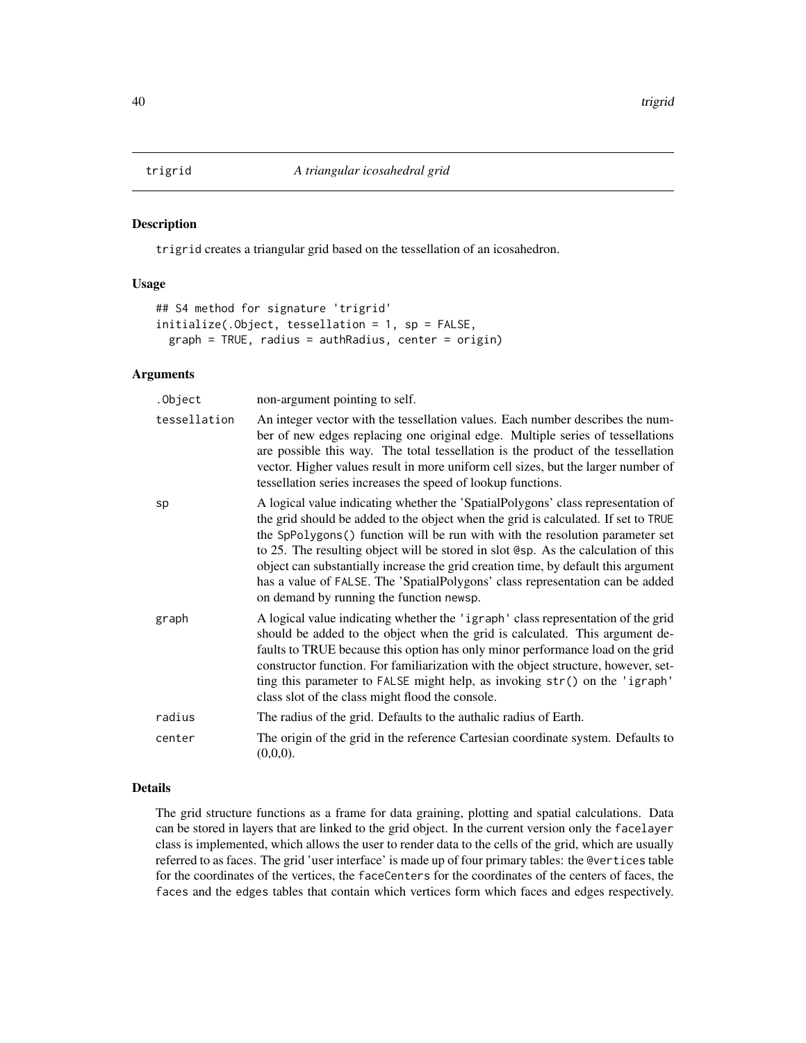# trigrid — *A triangular icosahedral grid*

## Description

trigrid creates a triangular grid based on the tessellation of an icosahedron.

## Usage

```
## S4 method for signature 'trigrid'
initialize(.Object, tessellation = 1, sp = FALSE,
  graph = TRUE, radius = authRadius, center = origin)
```

## Arguments

| | |
|---|---|
| .Object | non-argument pointing to self. |
| tessellation | An integer vector with the tessellation values. Each number describes the number of new edges replacing one original edge. Multiple series of tessellations are possible this way. The total tessellation is the product of the tessellation vector. Higher values result in more uniform cell sizes, but the larger number of tessellation series increases the speed of lookup functions. |
| sp | A logical value indicating whether the 'SpatialPolygons' class representation of the grid should be added to the object when the grid is calculated. If set to TRUE the SpPolygons() function will be run with with the resolution parameter set to 25. The resulting object will be stored in slot @sp. As the calculation of this object can substantially increase the grid creation time, by default this argument has a value of FALSE. The 'SpatialPolygons' class representation can be added on demand by running the function newsp. |
| graph | A logical value indicating whether the 'igraph' class representation of the grid should be added to the object when the grid is calculated. This argument defaults to TRUE because this option has only minor performance load on the grid constructor function. For familiarization with the object structure, however, setting this parameter to FALSE might help, as invoking str() on the 'igraph' class slot of the class might flood the console. |
| radius | The radius of the grid. Defaults to the authalic radius of Earth. |
| center | The origin of the grid in the reference Cartesian coordinate system. Defaults to (0,0,0). |

## Details

The grid structure functions as a frame for data graining, plotting and spatial calculations. Data can be stored in layers that are linked to the grid object. In the current version only the facelayer class is implemented, which allows the user to render data to the cells of the grid, which are usually referred to as faces. The grid 'user interface' is made up of four primary tables: the @vertices table for the coordinates of the vertices, the faceCenters for the coordinates of the centers of faces, the faces and the edges tables that contain which vertices form which faces and edges respectively.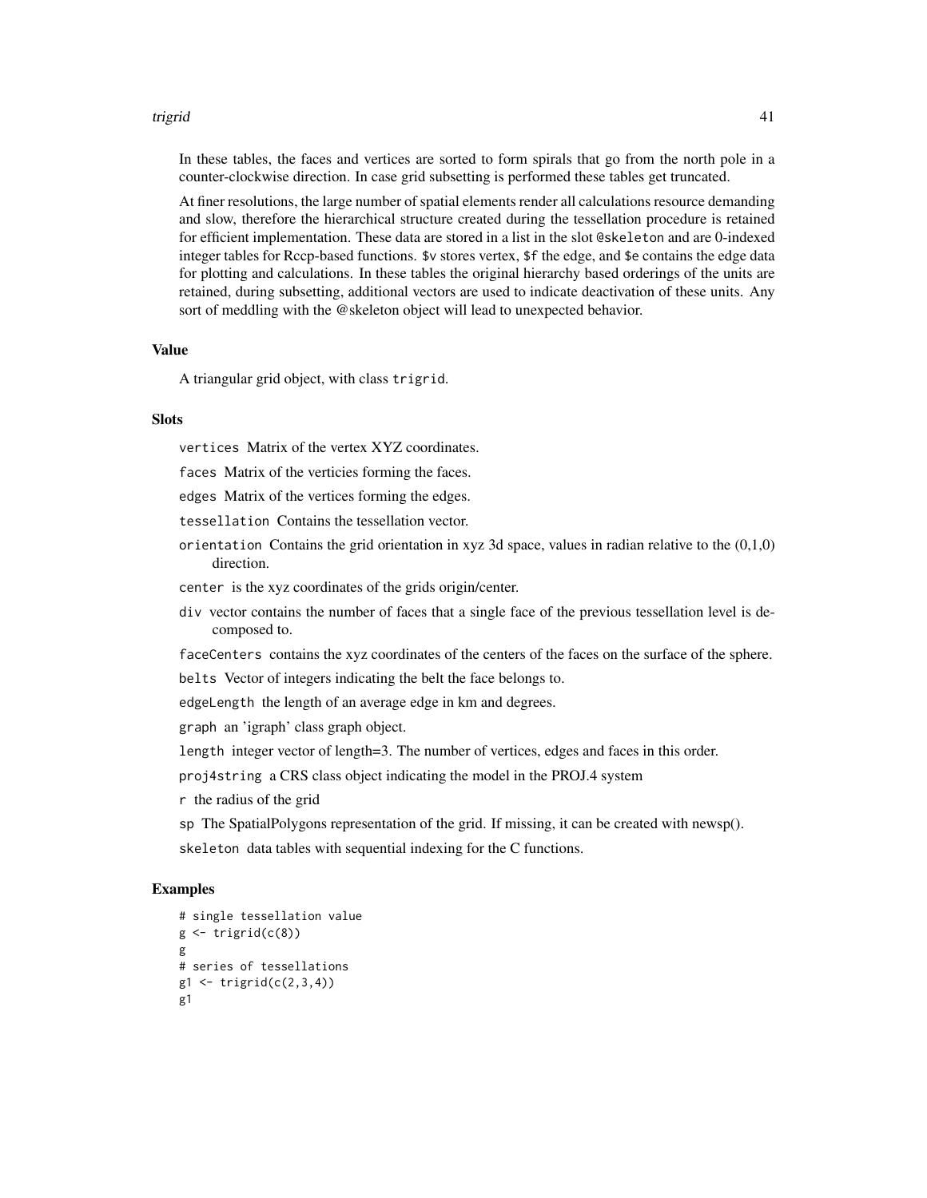In these tables, the faces and vertices are sorted to form spirals that go from the north pole in a counter-clockwise direction. In case grid subsetting is performed these tables get truncated.

At finer resolutions, the large number of spatial elements render all calculations resource demanding and slow, therefore the hierarchical structure created during the tessellation procedure is retained for efficient implementation. These data are stored in a list in the slot `@skeleton` and are 0-indexed integer tables for Rccp-based functions. `$v` stores vertex, `$f` the edge, and `$e` contains the edge data for plotting and calculations. In these tables the original hierarchy based orderings of the units are retained, during subsetting, additional vectors are used to indicate deactivation of these units. Any sort of meddling with the @skeleton object will lead to unexpected behavior.

### Value

A triangular grid object, with class `trigrid`.

### Slots

`vertices` Matrix of the vertex XYZ coordinates.

`faces` Matrix of the verticies forming the faces.

`edges` Matrix of the vertices forming the edges.

`tessellation` Contains the tessellation vector.

`orientation` Contains the grid orientation in xyz 3d space, values in radian relative to the (0,1,0) direction.

`center` is the xyz coordinates of the grids origin/center.

`div` vector contains the number of faces that a single face of the previous tessellation level is decomposed to.

`faceCenters` contains the xyz coordinates of the centers of the faces on the surface of the sphere.

`belts` Vector of integers indicating the belt the face belongs to.

`edgeLength` the length of an average edge in km and degrees.

`graph` an 'igraph' class graph object.

`length` integer vector of length=3. The number of vertices, edges and faces in this order.

`proj4string` a CRS class object indicating the model in the PROJ.4 system

`r` the radius of the grid

`sp` The SpatialPolygons representation of the grid. If missing, it can be created with newsp().

`skeleton` data tables with sequential indexing for the C functions.

### Examples

```
# single tessellation value
g <- trigrid(c(8))
g
# series of tessellations
g1 <- trigrid(c(2,3,4))
g1
```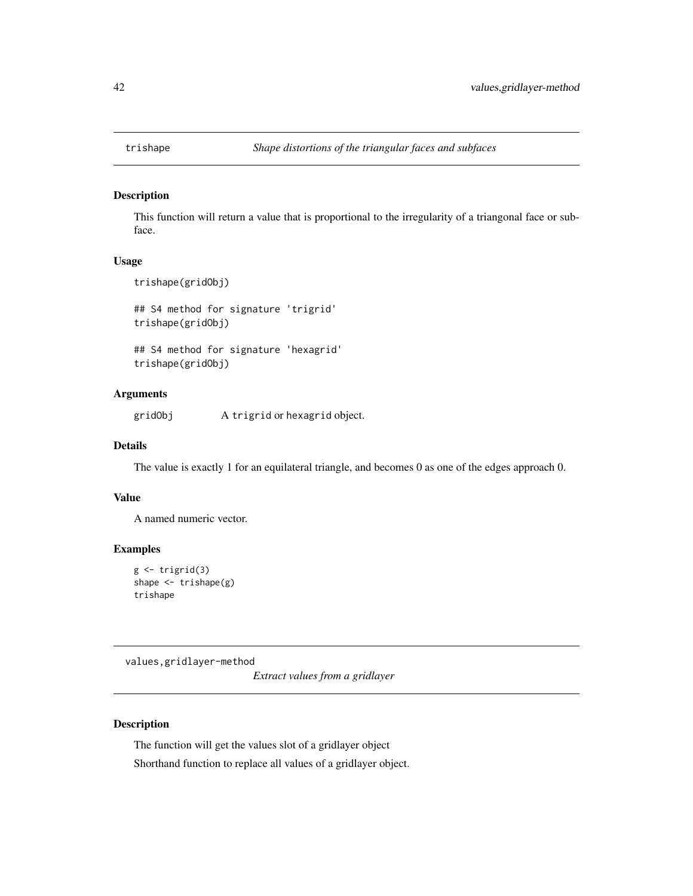## trishape    *Shape distortions of the triangular faces and subfaces*

### Description

This function will return a value that is proportional to the irregularity of a triangonal face or subface.

### Usage

```
trishape(gridObj)

## S4 method for signature 'trigrid'
trishape(gridObj)

## S4 method for signature 'hexagrid'
trishape(gridObj)
```

### Arguments

| | |
|---|---|
| gridObj | A `trigrid` or `hexagrid` object. |

### Details

The value is exactly 1 for an equilateral triangle, and becomes 0 as one of the edges approach 0.

### Value

A named numeric vector.

### Examples

```
g <- trigrid(3)
shape <- trishape(g)
trishape
```

## values,gridlayer-method    *Extract values from a gridlayer*

### Description

The function will get the values slot of a gridlayer object

Shorthand function to replace all values of a gridlayer object.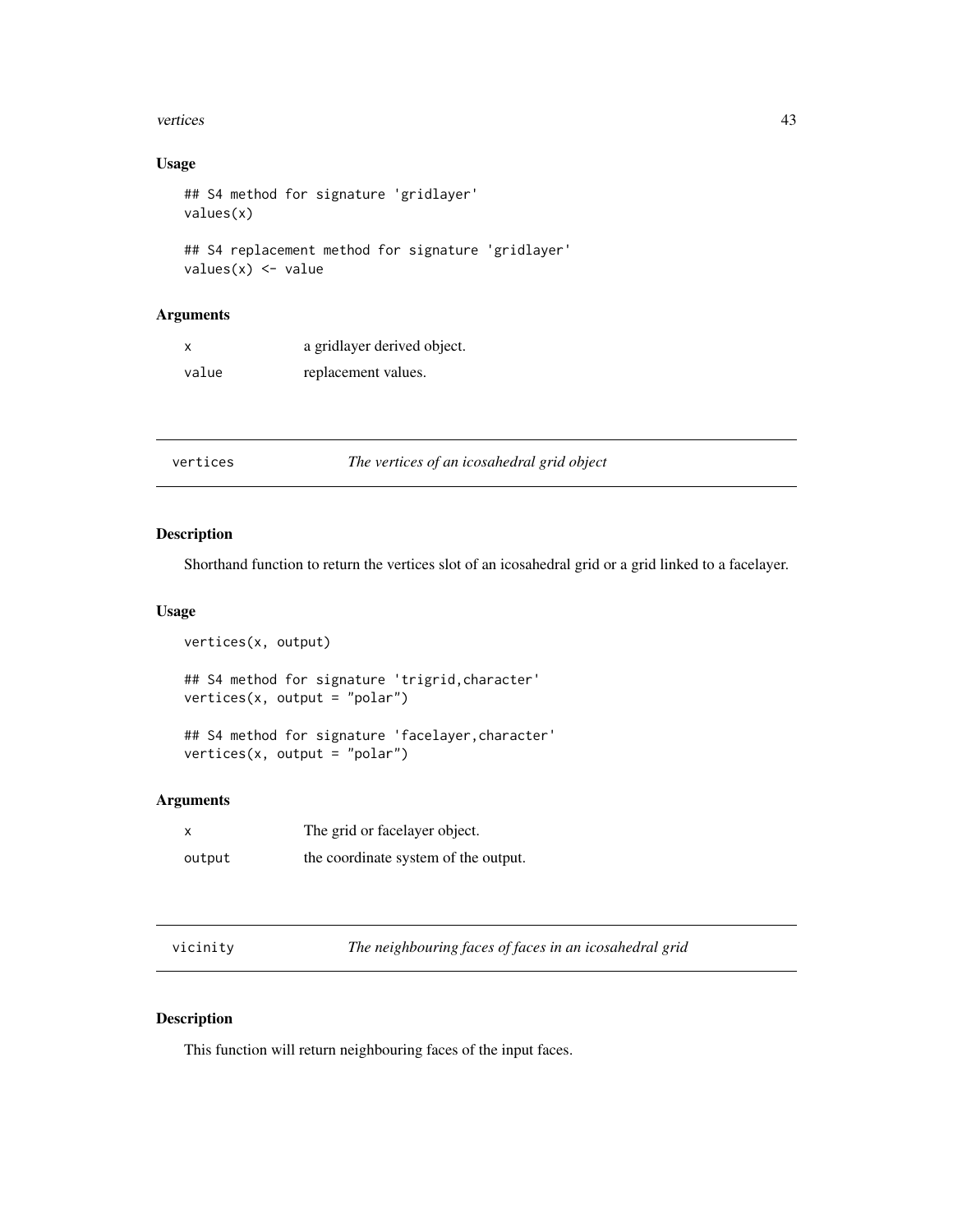### Usage

```
## S4 method for signature 'gridlayer'
values(x)

## S4 replacement method for signature 'gridlayer'
values(x) <- value
```

### Arguments

| | |
|---|---|
| x | a gridlayer derived object. |
| value | replacement values. |

---

## vertices — *The vertices of an icosahedral grid object*

### Description

Shorthand function to return the vertices slot of an icosahedral grid or a grid linked to a facelayer.

### Usage

```
vertices(x, output)

## S4 method for signature 'trigrid,character'
vertices(x, output = "polar")

## S4 method for signature 'facelayer,character'
vertices(x, output = "polar")
```

### Arguments

| | |
|---|---|
| x | The grid or facelayer object. |
| output | the coordinate system of the output. |

---

## vicinity — *The neighbouring faces of faces in an icosahedral grid*

### Description

This function will return neighbouring faces of the input faces.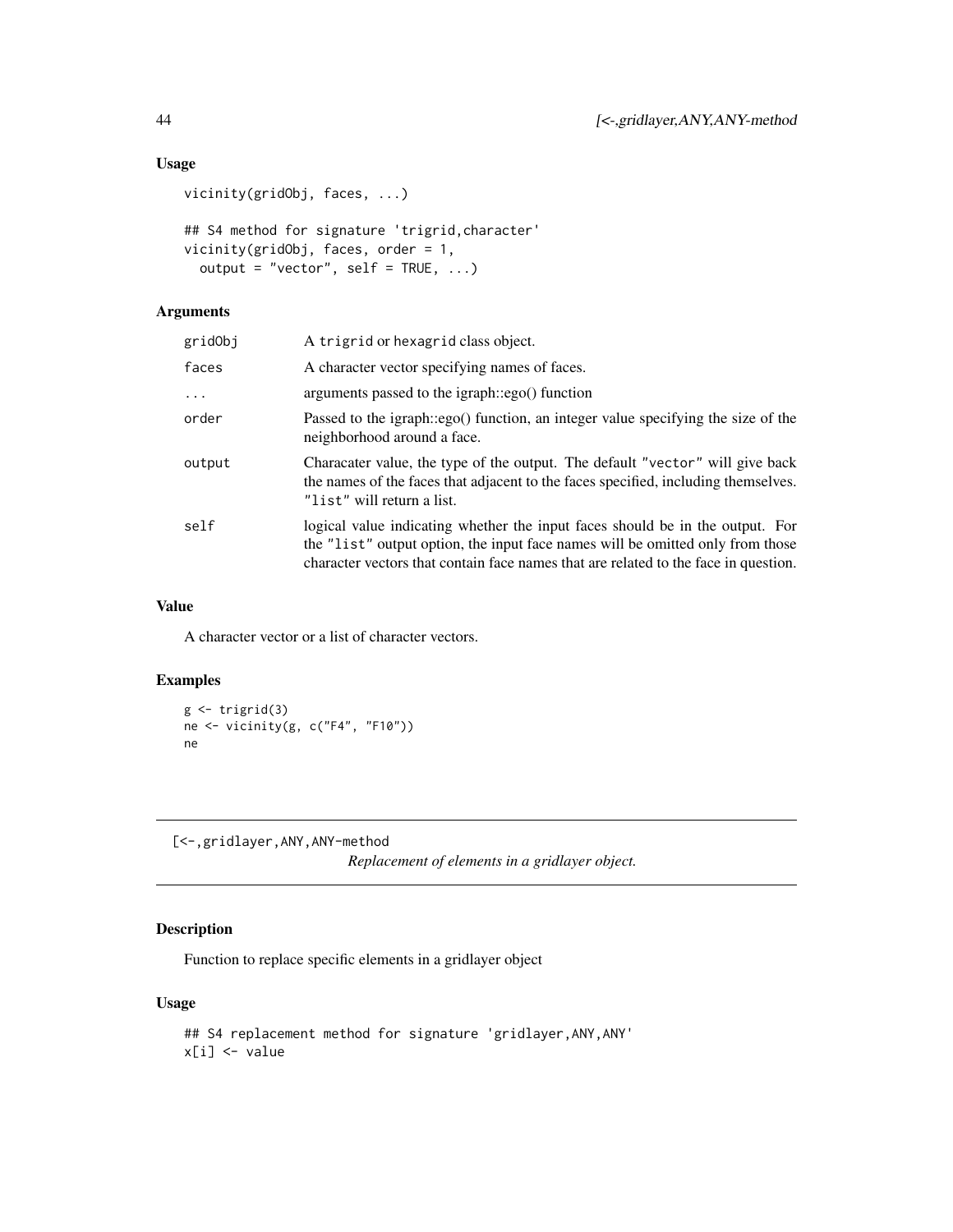### Usage

```
vicinity(gridObj, faces, ...)

## S4 method for signature 'trigrid,character'
vicinity(gridObj, faces, order = 1,
  output = "vector", self = TRUE, ...)
```

### Arguments

| | |
|---|---|
| gridObj | A trigrid or hexagrid class object. |
| faces | A character vector specifying names of faces. |
| ... | arguments passed to the igraph::ego() function |
| order | Passed to the igraph::ego() function, an integer value specifying the size of the neighborhood around a face. |
| output | Characater value, the type of the output. The default "vector" will give back the names of the faces that adjacent to the faces specified, including themselves. "list" will return a list. |
| self | logical value indicating whether the input faces should be in the output. For the "list" output option, the input face names will be omitted only from those character vectors that contain face names that are related to the face in question. |

### Value

A character vector or a list of character vectors.

### Examples

```
g <- trigrid(3)
ne <- vicinity(g, c("F4", "F10"))
ne
```

## [<-,gridlayer,ANY,ANY-method

*Replacement of elements in a gridlayer object.*

### Description

Function to replace specific elements in a gridlayer object

### Usage

```
## S4 replacement method for signature 'gridlayer,ANY,ANY'
x[i] <- value
```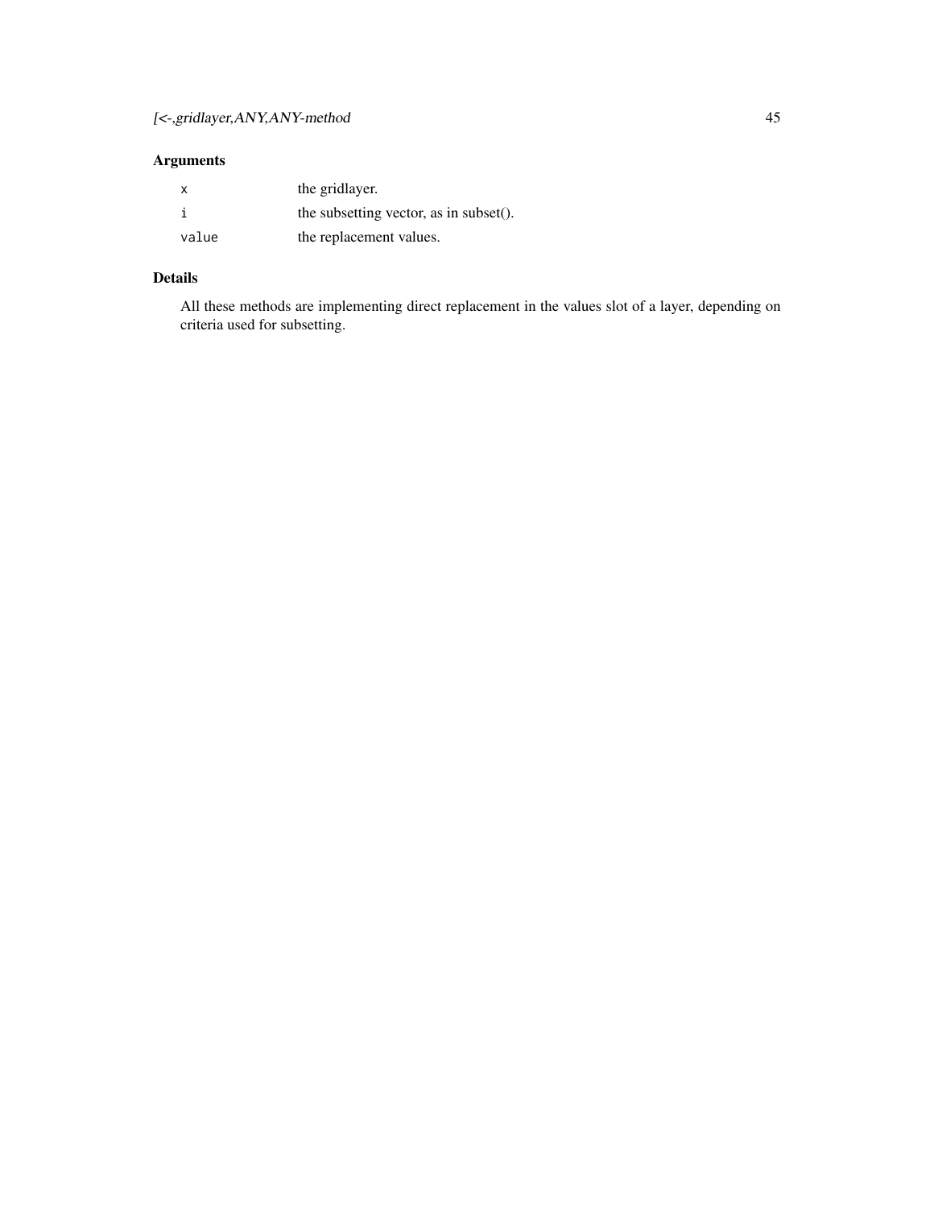## Arguments

| | |
|---|---|
| `x` | the gridlayer. |
| `i` | the subsetting vector, as in subset(). |
| `value` | the replacement values. |

## Details

All these methods are implementing direct replacement in the values slot of a layer, depending on criteria used for subsetting.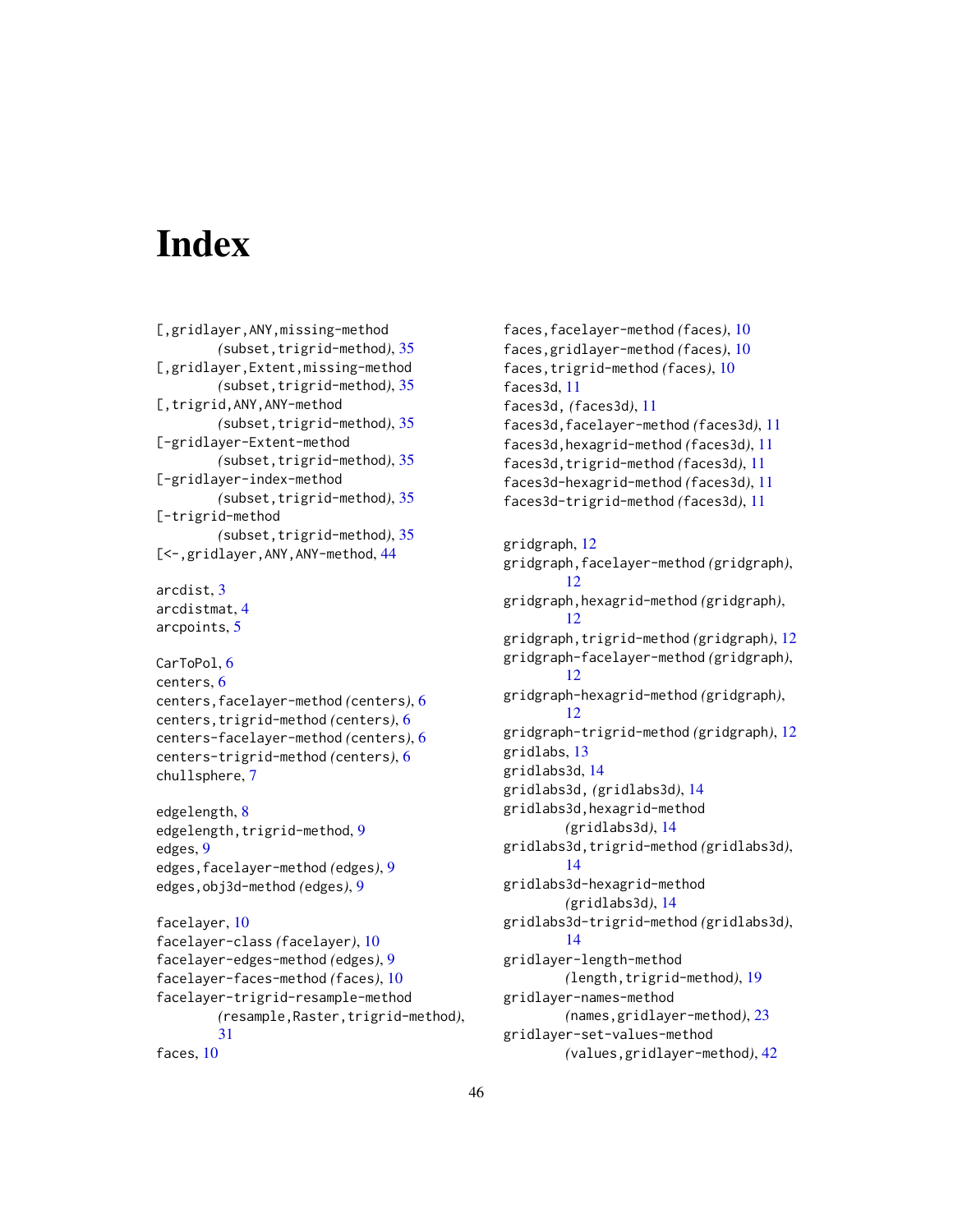# Index

[,gridlayer,ANY,missing-method
  (subset,trigrid-method), 35
[,gridlayer,Extent,missing-method
  (subset,trigrid-method), 35
[,trigrid,ANY,ANY-method
  (subset,trigrid-method), 35
[-gridlayer-Extent-method
  (subset,trigrid-method), 35
[-gridlayer-index-method
  (subset,trigrid-method), 35
[-trigrid-method
  (subset,trigrid-method), 35
[<-,gridlayer,ANY,ANY-method, 44

arcdist, 3
arcdistmat, 4
arcpoints, 5

CarToPol, 6
centers, 6
centers,facelayer-method (centers), 6
centers,trigrid-method (centers), 6
centers-facelayer-method (centers), 6
centers-trigrid-method (centers), 6
chullsphere, 7

edgelength, 8
edgelength,trigrid-method, 9
edges, 9
edges,facelayer-method (edges), 9
edges,obj3d-method (edges), 9

facelayer, 10
facelayer-class (facelayer), 10
facelayer-edges-method (edges), 9
facelayer-faces-method (faces), 10
facelayer-trigrid-resample-method
  (resample,Raster,trigrid-method),
  31
faces, 10
faces,facelayer-method (faces), 10
faces,gridlayer-method (faces), 10
faces,trigrid-method (faces), 10
faces3d, 11
faces3d, (faces3d), 11
faces3d,facelayer-method (faces3d), 11
faces3d,hexagrid-method (faces3d), 11
faces3d,trigrid-method (faces3d), 11
faces3d-hexagrid-method (faces3d), 11
faces3d-trigrid-method (faces3d), 11

gridgraph, 12
gridgraph,facelayer-method (gridgraph),
  12
gridgraph,hexagrid-method (gridgraph),
  12
gridgraph,trigrid-method (gridgraph), 12
gridgraph-facelayer-method (gridgraph),
  12
gridgraph-hexagrid-method (gridgraph),
  12
gridgraph-trigrid-method (gridgraph), 12
gridlabs, 13
gridlabs3d, 14
gridlabs3d, (gridlabs3d), 14
gridlabs3d,hexagrid-method
  (gridlabs3d), 14
gridlabs3d,trigrid-method (gridlabs3d),
  14
gridlabs3d-hexagrid-method
  (gridlabs3d), 14
gridlabs3d-trigrid-method (gridlabs3d),
  14
gridlayer-length-method
  (length,trigrid-method), 19
gridlayer-names-method
  (names,gridlayer-method), 23
gridlayer-set-values-method
  (values,gridlayer-method), 42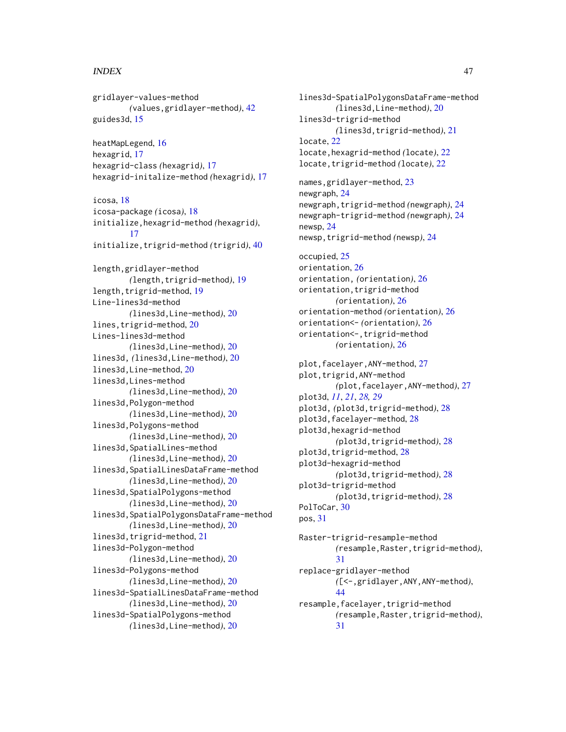gridlayer-values-method
*(*values,gridlayer-method*)*, 42
guides3d, 15

heatMapLegend, 16
hexagrid, 17
hexagrid-class *(*hexagrid*)*, 17
hexagrid-initalize-method *(*hexagrid*)*, 17

icosa, 18
icosa-package *(*icosa*)*, 18
initialize,hexagrid-method *(*hexagrid*)*, 17
initialize,trigrid-method *(*trigrid*)*, 40

length,gridlayer-method
*(*length,trigrid-method*)*, 19
length,trigrid-method, 19
Line-lines3d-method
*(*lines3d,Line-method*)*, 20
lines,trigrid-method, 20
Lines-lines3d-method
*(*lines3d,Line-method*)*, 20
lines3d, *(*lines3d,Line-method*)*, 20
lines3d,Line-method, 20
lines3d,Lines-method
*(*lines3d,Line-method*)*, 20
lines3d,Polygon-method
*(*lines3d,Line-method*)*, 20
lines3d,Polygons-method
*(*lines3d,Line-method*)*, 20
lines3d,SpatialLines-method
*(*lines3d,Line-method*)*, 20
lines3d,SpatialLinesDataFrame-method
*(*lines3d,Line-method*)*, 20
lines3d,SpatialPolygons-method
*(*lines3d,Line-method*)*, 20
lines3d,SpatialPolygonsDataFrame-method
*(*lines3d,Line-method*)*, 20
lines3d,trigrid-method, 21
lines3d-Polygon-method
*(*lines3d,Line-method*)*, 20
lines3d-Polygons-method
*(*lines3d,Line-method*)*, 20
lines3d-SpatialLinesDataFrame-method
*(*lines3d,Line-method*)*, 20
lines3d-SpatialPolygons-method
*(*lines3d,Line-method*)*, 20
lines3d-SpatialPolygonsDataFrame-method
*(*lines3d,Line-method*)*, 20
lines3d-trigrid-method
*(*lines3d,trigrid-method*)*, 21
locate, 22
locate,hexagrid-method *(*locate*)*, 22
locate,trigrid-method *(*locate*)*, 22

names,gridlayer-method, 23
newgraph, 24
newgraph,trigrid-method *(*newgraph*)*, 24
newgraph-trigrid-method *(*newgraph*)*, 24
newsp, 24
newsp,trigrid-method *(*newsp*)*, 24

occupied, 25
orientation, 26
orientation, *(*orientation*)*, 26
orientation,trigrid-method
*(*orientation*)*, 26
orientation-method *(*orientation*)*, 26
orientation<- *(*orientation*)*, 26
orientation<-,trigrid-method
*(*orientation*)*, 26

plot,facelayer,ANY-method, 27
plot,trigrid,ANY-method
*(*plot,facelayer,ANY-method*)*, 27
plot3d, *11*, *21*, *28, 29*
plot3d, *(*plot3d,trigrid-method*)*, 28
plot3d,facelayer-method, 28
plot3d,hexagrid-method
*(*plot3d,trigrid-method*)*, 28
plot3d,trigrid-method, 28
plot3d-hexagrid-method
*(*plot3d,trigrid-method*)*, 28
plot3d-trigrid-method
*(*plot3d,trigrid-method*)*, 28
PolToCar, 30
pos, 31

Raster-trigrid-resample-method
*(*resample,Raster,trigrid-method*)*,
31
replace-gridlayer-method
*(*[<-,gridlayer,ANY,ANY-method*)*,
44
resample,facelayer,trigrid-method
*(*resample,Raster,trigrid-method*)*,
31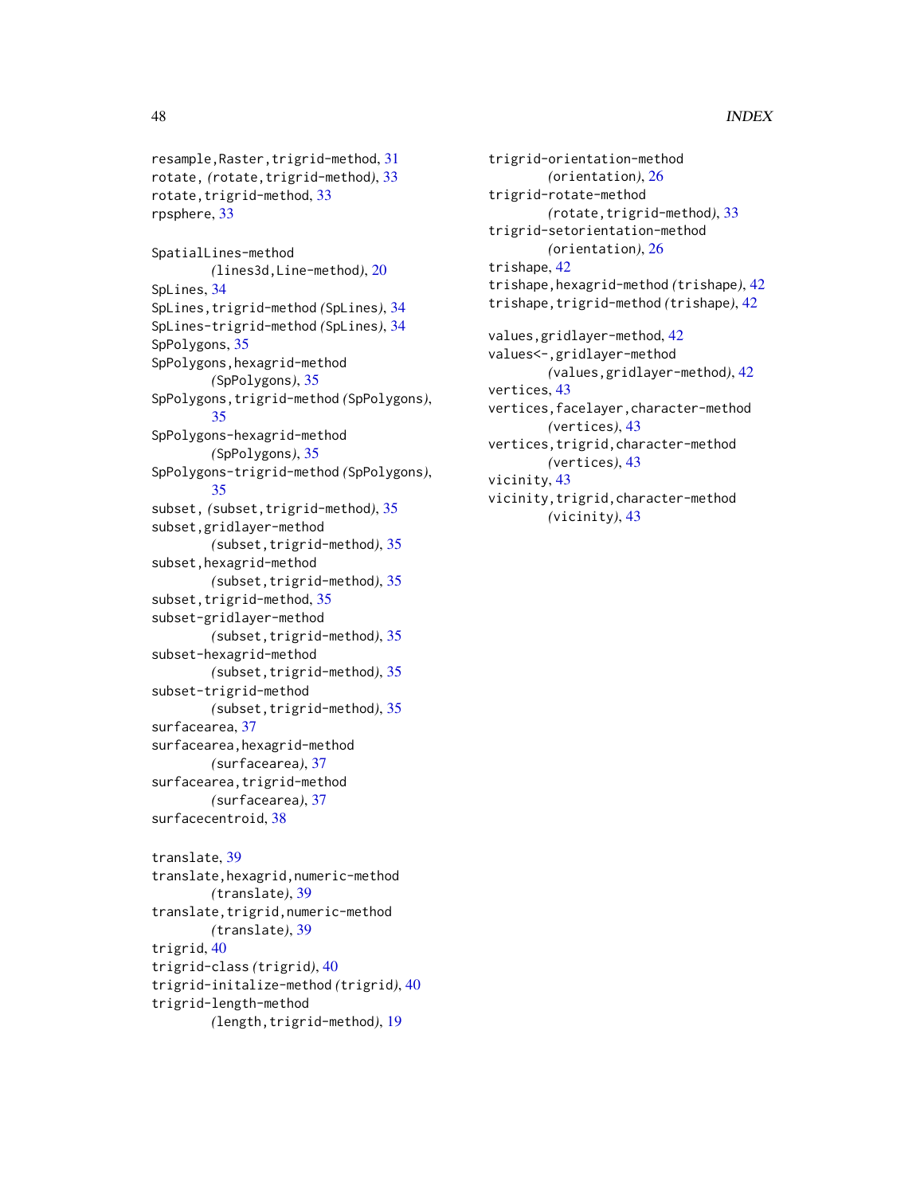resample,Raster,trigrid-method, 31
rotate, (rotate,trigrid-method), 33
rotate,trigrid-method, 33
rpsphere, 33

SpatialLines-method
        (lines3d,Line-method), 20
SpLines, 34
SpLines,trigrid-method (SpLines), 34
SpLines-trigrid-method (SpLines), 34
SpPolygons, 35
SpPolygons,hexagrid-method
        (SpPolygons), 35
SpPolygons,trigrid-method (SpPolygons),
        35
SpPolygons-hexagrid-method
        (SpPolygons), 35
SpPolygons-trigrid-method (SpPolygons),
        35
subset, (subset,trigrid-method), 35
subset,gridlayer-method
        (subset,trigrid-method), 35
subset,hexagrid-method
        (subset,trigrid-method), 35
subset,trigrid-method, 35
subset-gridlayer-method
        (subset,trigrid-method), 35
subset-hexagrid-method
        (subset,trigrid-method), 35
subset-trigrid-method
        (subset,trigrid-method), 35
surfacearea, 37
surfacearea,hexagrid-method
        (surfacearea), 37
surfacearea,trigrid-method
        (surfacearea), 37
surfacecentroid, 38

translate, 39
translate,hexagrid,numeric-method
        (translate), 39
translate,trigrid,numeric-method
        (translate), 39
trigrid, 40
trigrid-class (trigrid), 40
trigrid-initalize-method (trigrid), 40
trigrid-length-method
        (length,trigrid-method), 19
trigrid-orientation-method
        (orientation), 26
trigrid-rotate-method
        (rotate,trigrid-method), 33
trigrid-setorientation-method
        (orientation), 26
trishape, 42
trishape,hexagrid-method (trishape), 42
trishape,trigrid-method (trishape), 42

values,gridlayer-method, 42
values<-,gridlayer-method
        (values,gridlayer-method), 42
vertices, 43
vertices,facelayer,character-method
        (vertices), 43
vertices,trigrid,character-method
        (vertices), 43
vicinity, 43
vicinity,trigrid,character-method
        (vicinity), 43